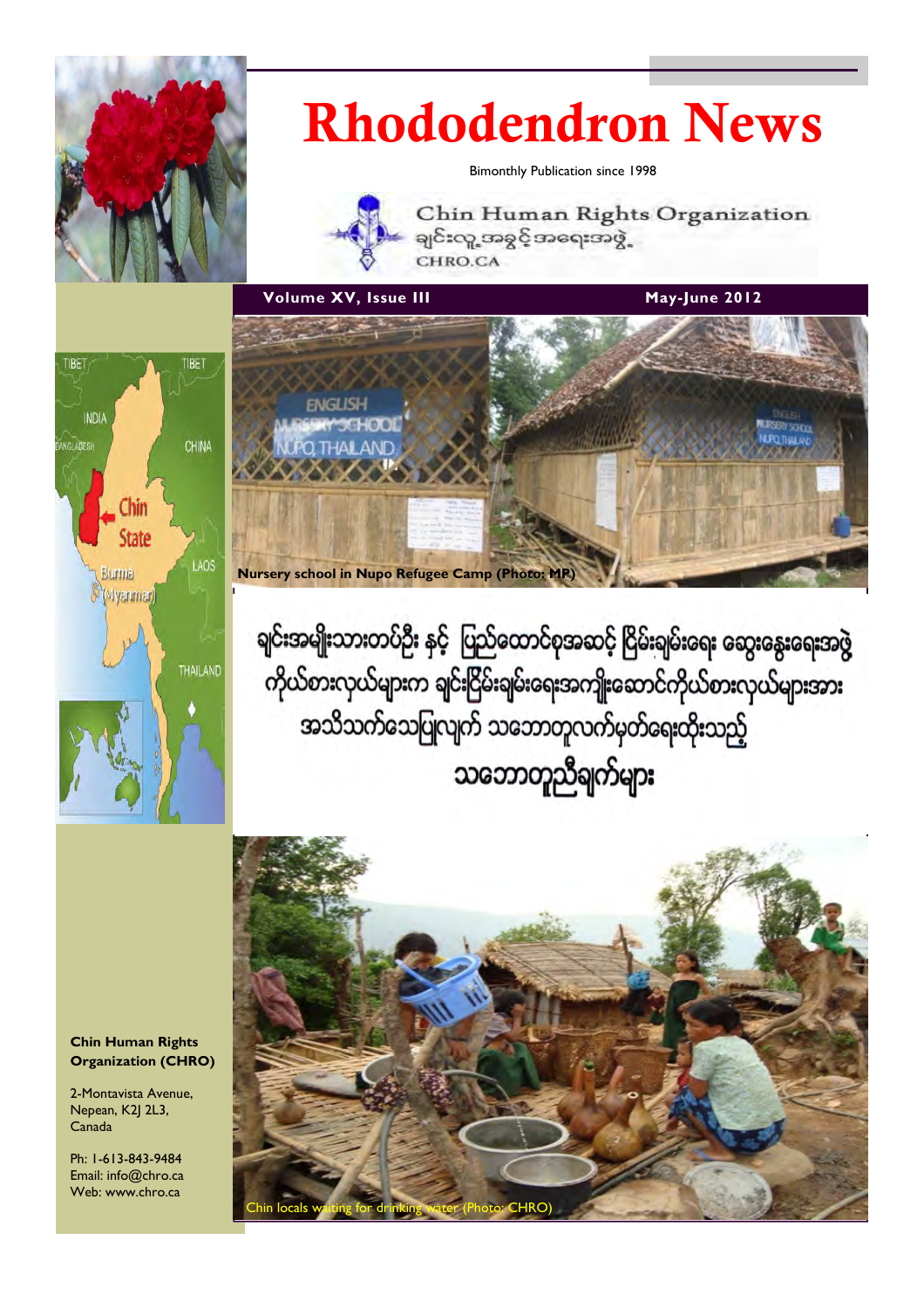# Rhododendron News

Bimonthly Publication since 1998

Chin Human Rights Organization
ချင်းလူ့အခွင့်အရေးအဖွဲ့
CHRO.CA

**Volume XV, Issue III** **May-June 2012**

**Nursery school in Nupo Refugee Camp (Photo: MP)**

## ချင်းအမျိုးသားတပ်ဦး နှင့် ပြည်ထောင်စုအဆင့် ငြိမ်းချမ်းရေး ဆွေးနွေးရေးအဖွဲ့ ကိုယ်စားလှယ်များက ချင်းငြိမ်းချမ်းရေးအကျိုးဆောင်ကိုယ်စားလှယ်များအား အသိသက်သေပြုလျက် သဘောတူလက်မှတ်ရေးထိုးသည့် သဘောတူညီချက်များ

Chin locals waiting for drinking water (Photo: CHRO)

**Chin Human Rights Organization (CHRO)**

2-Montavista Avenue,
Nepean, K2J 2L3,
Canada

Ph: 1-613-843-9484
Email: info@chro.ca
Web: www.chro.ca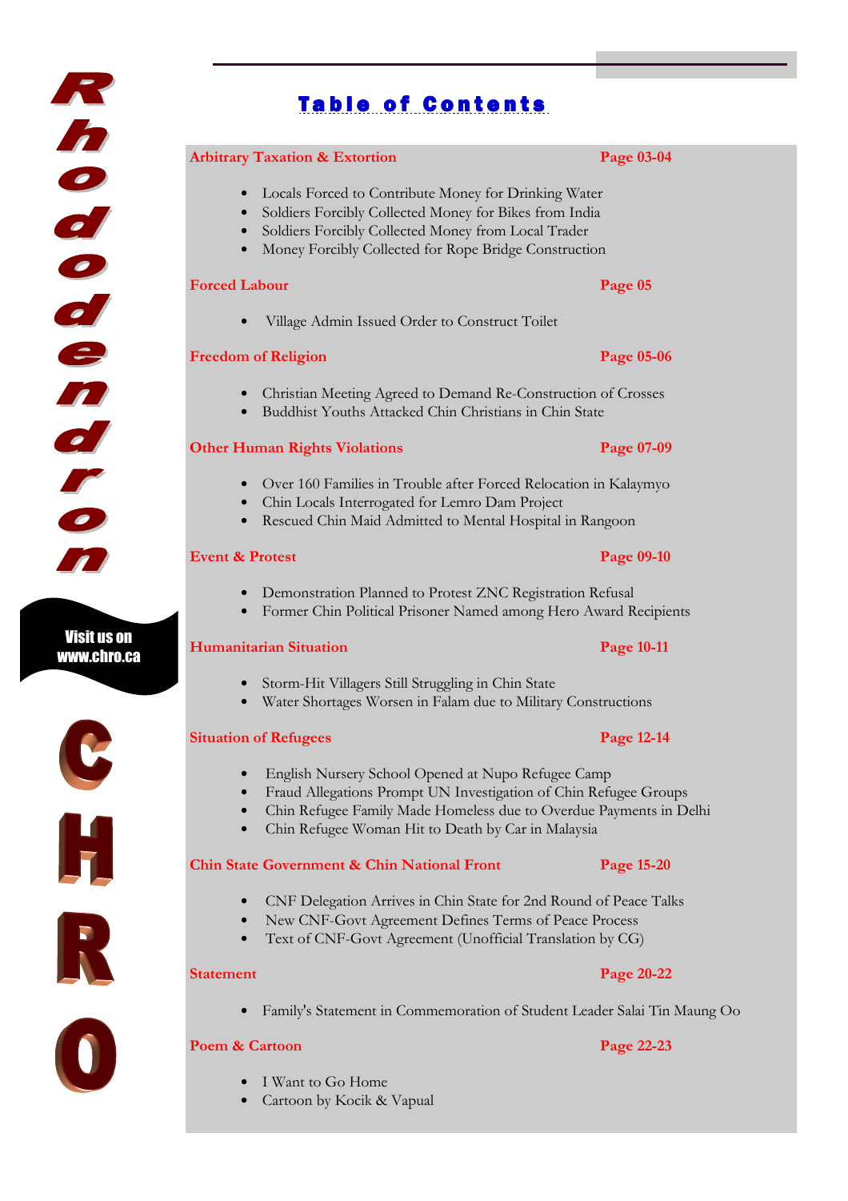# Table of Contents

**Arbitrary Taxation & Extortion** — Page 03-04

- Locals Forced to Contribute Money for Drinking Water
- Soldiers Forcibly Collected Money for Bikes from India
- Soldiers Forcibly Collected Money from Local Trader
- Money Forcibly Collected for Rope Bridge Construction

**Forced Labour** — Page 05

- Village Admin Issued Order to Construct Toilet

**Freedom of Religion** — Page 05-06

- Christian Meeting Agreed to Demand Re-Construction of Crosses
- Buddhist Youths Attacked Chin Christians in Chin State

**Other Human Rights Violations** — Page 07-09

- Over 160 Families in Trouble after Forced Relocation in Kalaymyo
- Chin Locals Interrogated for Lemro Dam Project
- Rescued Chin Maid Admitted to Mental Hospital in Rangoon

**Event & Protest** — Page 09-10

- Demonstration Planned to Protest ZNC Registration Refusal
- Former Chin Political Prisoner Named among Hero Award Recipients

**Humanitarian Situation** — Page 10-11

- Storm-Hit Villagers Still Struggling in Chin State
- Water Shortages Worsen in Falam due to Military Constructions

**Situation of Refugees** — Page 12-14

- English Nursery School Opened at Nupo Refugee Camp
- Fraud Allegations Prompt UN Investigation of Chin Refugee Groups
- Chin Refugee Family Made Homeless due to Overdue Payments in Delhi
- Chin Refugee Woman Hit to Death by Car in Malaysia

**Chin State Government & Chin National Front** — Page 15-20

- CNF Delegation Arrives in Chin State for 2nd Round of Peace Talks
- New CNF-Govt Agreement Defines Terms of Peace Process
- Text of CNF-Govt Agreement (Unofficial Translation by CG)

**Statement** — Page 20-22

- Family's Statement in Commemoration of Student Leader Salai Tin Maung Oo

**Poem & Cartoon** — Page 22-23

- I Want to Go Home
- Cartoon by Kocik & Vapual

Rhododendron

Visit us on www.chro.ca

CHRO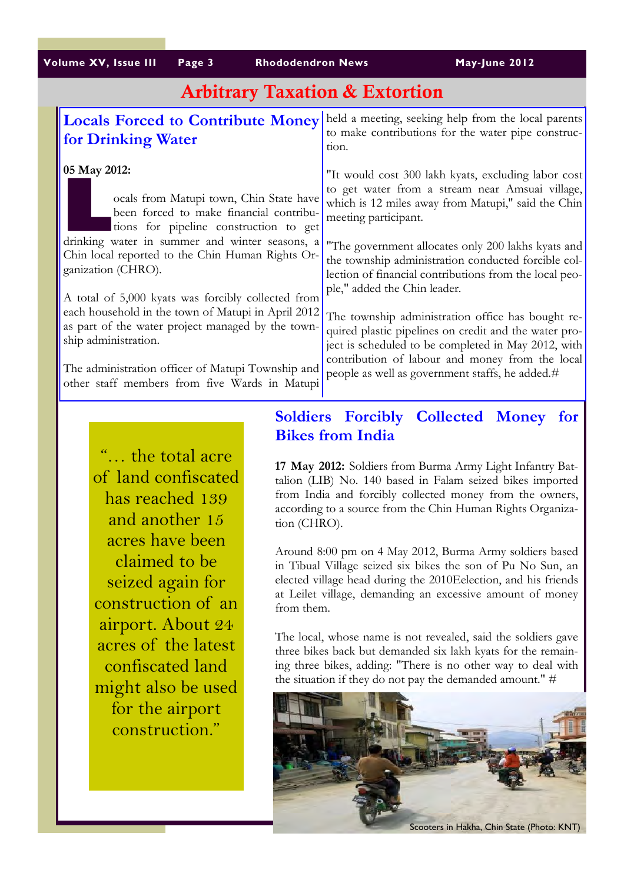# Arbitrary Taxation & Extortion

## Locals Forced to Contribute Money for Drinking Water

**05 May 2012:**

Locals from Matupi town, Chin State have been forced to make financial contributions for pipeline construction to get drinking water in summer and winter seasons, a Chin local reported to the Chin Human Rights Organization (CHRO).

A total of 5,000 kyats was forcibly collected from each household in the town of Matupi in April 2012 as part of the water project managed by the township administration.

The administration officer of Matupi Township and other staff members from five Wards in Matupi held a meeting, seeking help from the local parents to make contributions for the water pipe construction.

"It would cost 300 lakh kyats, excluding labor cost to get water from a stream near Amsuai village, which is 12 miles away from Matupi," said the Chin meeting participant.

"The government allocates only 200 lakhs kyats and the township administration conducted forcible collection of financial contributions from the local people," added the Chin leader.

The township administration office has bought required plastic pipelines on credit and the water project is scheduled to be completed in May 2012, with contribution of labour and money from the local people as well as government staffs, he added.#

"… the total acre of land confiscated has reached 139 and another 15 acres have been claimed to be seized again for construction of an airport. About 24 acres of the latest confiscated land might also be used for the airport construction."

## Soldiers Forcibly Collected Money for Bikes from India

**17 May 2012:** Soldiers from Burma Army Light Infantry Battalion (LIB) No. 140 based in Falam seized bikes imported from India and forcibly collected money from the owners, according to a source from the Chin Human Rights Organization (CHRO).

Around 8:00 pm on 4 May 2012, Burma Army soldiers based in Tibual Village seized six bikes the son of Pu No Sun, an elected village head during the 2010Eelection, and his friends at Leilet village, demanding an excessive amount of money from them.

The local, whose name is not revealed, said the soldiers gave three bikes back but demanded six lakh kyats for the remaining three bikes, adding: "There is no other way to deal with the situation if they do not pay the demanded amount." #

Scooters in Hakha, Chin State (Photo: KNT)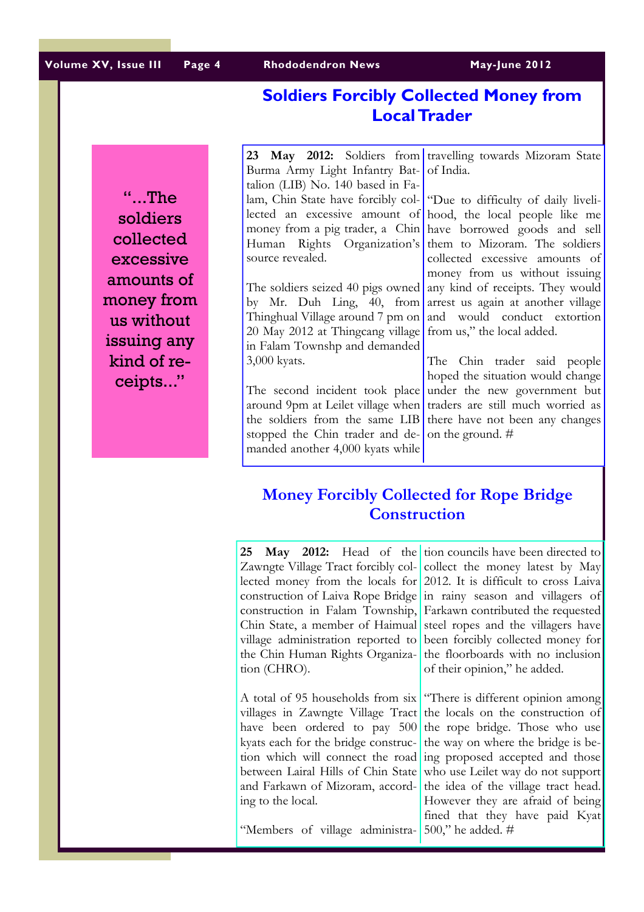## Soldiers Forcibly Collected Money from Local Trader

> "...The soldiers collected excessive amounts of money from us without issuing any kind of receipts..."

**23 May 2012:** Soldiers from Burma Army Light Infantry Battalion (LIB) No. 140 based in Falam, Chin State have forcibly collected an excessive amount of money from a pig trader, a Chin Human Rights Organization's source revealed.

The soldiers seized 40 pigs owned by Mr. Duh Ling, 40, from Thinghual Village around 7 pm on 20 May 2012 at Thingcang village in Falam Townshp and demanded 3,000 kyats.

The second incident took place around 9pm at Leilet village when the soldiers from the same LIB stopped the Chin trader and demanded another 4,000 kyats while travelling towards Mizoram State of India.

"Due to difficulty of daily livelihood, the local people like me have borrowed goods and sell them to Mizoram. The soldiers collected excessive amounts of money from us without issuing any kind of receipts. They would arrest us again at another village and would conduct extortion from us," the local added.

The Chin trader said people hoped the situation would change under the new government but traders are still much worried as there have not been any changes on the ground. #

## Money Forcibly Collected for Rope Bridge Construction

**25 May 2012:** Head of the Zawngte Village Tract forcibly collected money from the locals for construction of Laiva Rope Bridge construction in Falam Township, Chin State, a member of Haimual village administration reported to the Chin Human Rights Organization (CHRO).

A total of 95 households from six villages in Zawngte Village Tract have been ordered to pay 500 kyats each for the bridge construction which will connect the road between Lairal Hills of Chin State and Farkawn of Mizoram, according to the local.

"Members of village administration councils have been directed to collect the money latest by May 2012. It is difficult to cross Laiva in rainy season and villagers of Farkawn contributed the requested steel ropes and the villagers have been forcibly collected money for the floorboards with no inclusion of their opinion," he added.

"There is different opinion among the locals on the construction of the rope bridge. Those who use the way on where the bridge is being proposed accepted and those who use Leilet way do not support the idea of the village tract head. However they are afraid of being fined that they have paid Kyat 500," he added. #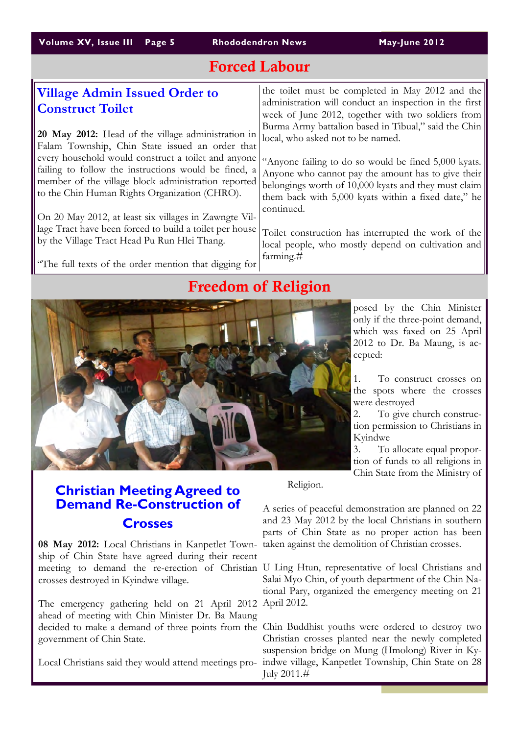## Forced Labour

### Village Admin Issued Order to Construct Toilet

**20 May 2012:** Head of the village administration in Falam Township, Chin State issued an order that every household would construct a toilet and anyone failing to follow the instructions would be fined, a member of the village block administration reported to the Chin Human Rights Organization (CHRO).

On 20 May 2012, at least six villages in Zawngte Village Tract have been forced to build a toilet per house by the Village Tract Head Pu Run Hlei Thang.

"The full texts of the order mention that digging for the toilet must be completed in May 2012 and the administration will conduct an inspection in the first week of June 2012, together with two soldiers from Burma Army battalion based in Tibual," said the Chin local, who asked not to be named.

"Anyone failing to do so would be fined 5,000 kyats. Anyone who cannot pay the amount has to give their belongings worth of 10,000 kyats and they must claim them back with 5,000 kyats within a fixed date," he continued.

Toilet construction has interrupted the work of the local people, who mostly depend on cultivation and farming.#

## Freedom of Religion

### Christian Meeting Agreed to Demand Re-Construction of Crosses

**08 May 2012:** Local Christians in Kanpetlet Township of Chin State have agreed during their recent meeting to demand the re-erection of Christian crosses destroyed in Kyindwe village.

The emergency gathering held on 21 April 2012 ahead of meeting with Chin Minister Dr. Ba Maung decided to make a demand of three points from the government of Chin State.

Local Christians said they would attend meetings proposed by the Chin Minister only if the three-point demand, which was faxed on 25 April 2012 to Dr. Ba Maung, is accepted:

1. To construct crosses on the spots where the crosses were destroyed
2. To give church construction permission to Christians in Kyindwe
3. To allocate equal proportion of funds to all religions in Chin State from the Ministry of Religion.

A series of peaceful demonstration are planned on 22 and 23 May 2012 by the local Christians in southern parts of Chin State as no proper action has been taken against the demolition of Christian crosses.

U Ling Htun, representative of local Christians and Salai Myo Chin, of youth department of the Chin National Pary, organized the emergency meeting on 21 April 2012.

Chin Buddhist youths were ordered to destroy two Christian crosses planted near the newly completed suspension bridge on Mung (Hmolong) River in Kyindwe village, Kanpetlet Township, Chin State on 28 July 2011.#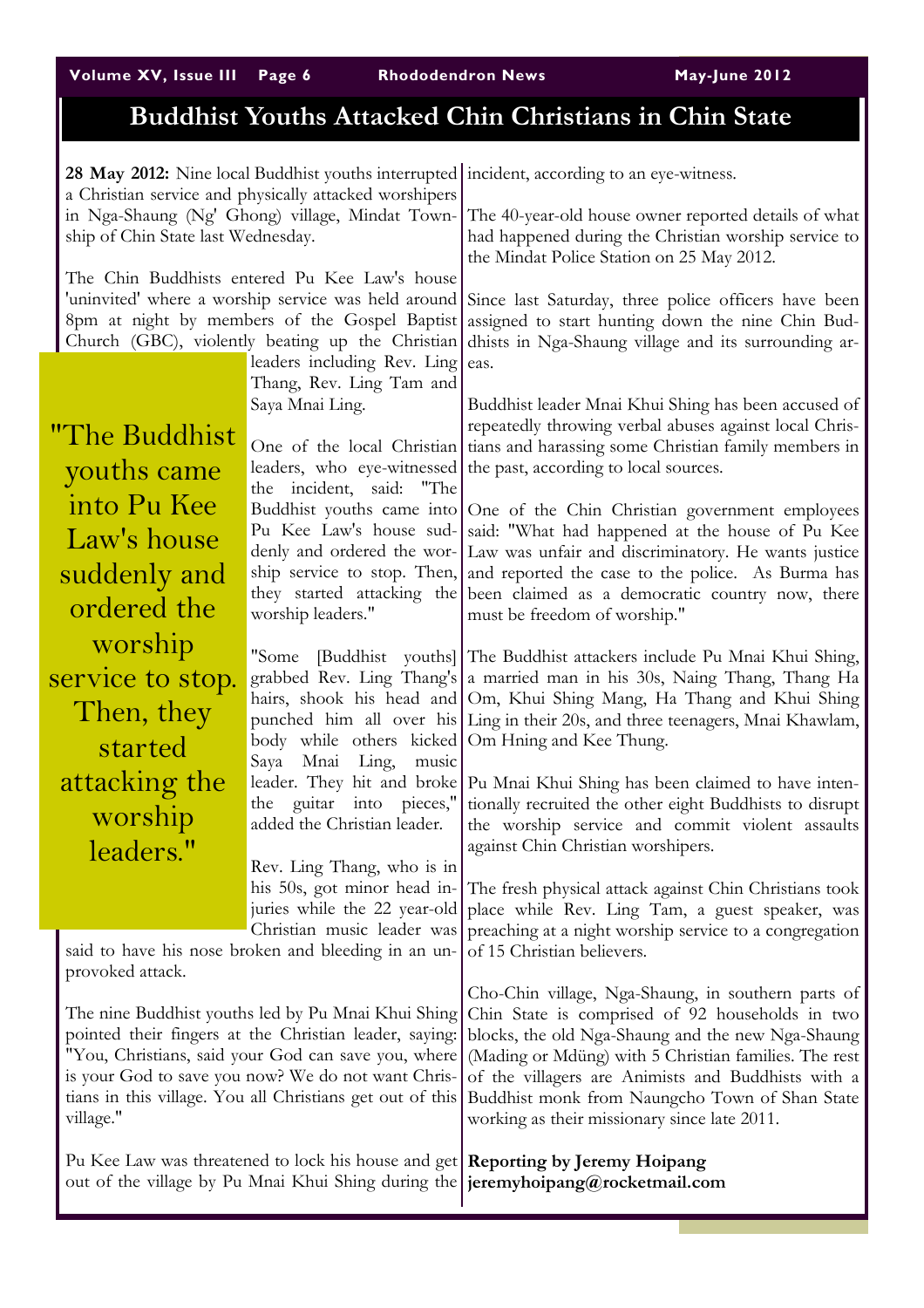# Buddhist Youths Attacked Chin Christians in Chin State

**28 May 2012:** Nine local Buddhist youths interrupted a Christian service and physically attacked worshipers in Nga-Shaung (Ng' Ghong) village, Mindat Township of Chin State last Wednesday.

The Chin Buddhists entered Pu Kee Law's house 'uninvited' where a worship service was held around 8pm at night by members of the Gospel Baptist Church (GBC), violently beating up the Christian leaders including Rev. Ling Thang, Rev. Ling Tam and Saya Mnai Ling.

> "The Buddhist youths came into Pu Kee Law's house suddenly and ordered the worship service to stop. Then, they started attacking the worship leaders."

One of the local Christian leaders, who eye-witnessed the incident, said: "The Buddhist youths came into Pu Kee Law's house suddenly and ordered the worship service to stop. Then, they started attacking the worship leaders."

"Some [Buddhist youths] grabbed Rev. Ling Thang's hairs, shook his head and punched him all over his body while others kicked Saya Mnai Ling, music leader. They hit and broke the guitar into pieces," added the Christian leader.

Rev. Ling Thang, who is in his 50s, got minor head injuries while the 22 year-old Christian music leader was said to have his nose broken and bleeding in an unprovoked attack.

The nine Buddhist youths led by Pu Mnai Khui Shing pointed their fingers at the Christian leader, saying: "You, Christians, said your God can save you, where is your God to save you now? We do not want Christians in this village. You all Christians get out of this village."

Pu Kee Law was threatened to lock his house and get out of the village by Pu Mnai Khui Shing during the incident, according to an eye-witness.

The 40-year-old house owner reported details of what had happened during the Christian worship service to the Mindat Police Station on 25 May 2012.

Since last Saturday, three police officers have been assigned to start hunting down the nine Chin Buddhists in Nga-Shaung village and its surrounding areas.

Buddhist leader Mnai Khui Shing has been accused of repeatedly throwing verbal abuses against local Christians and harassing some Christian family members in the past, according to local sources.

One of the Chin Christian government employees said: "What had happened at the house of Pu Kee Law was unfair and discriminatory. He wants justice and reported the case to the police. As Burma has been claimed as a democratic country now, there must be freedom of worship."

The Buddhist attackers include Pu Mnai Khui Shing, a married man in his 30s, Naing Thang, Thang Ha Om, Khui Shing Mang, Ha Thang and Khui Shing Ling in their 20s, and three teenagers, Mnai Khawlam, Om Hning and Kee Thung.

Pu Mnai Khui Shing has been claimed to have intentionally recruited the other eight Buddhists to disrupt the worship service and commit violent assaults against Chin Christian worshipers.

The fresh physical attack against Chin Christians took place while Rev. Ling Tam, a guest speaker, was preaching at a night worship service to a congregation of 15 Christian believers.

Cho-Chin village, Nga-Shaung, in southern parts of Chin State is comprised of 92 households in two blocks, the old Nga-Shaung and the new Nga-Shaung (Mading or Mdüng) with 5 Christian families. The rest of the villagers are Animists and Buddhists with a Buddhist monk from Naungcho Town of Shan State working as their missionary since late 2011.

**Reporting by Jeremy Hoipang**
**jeremyhoipang@rocketmail.com**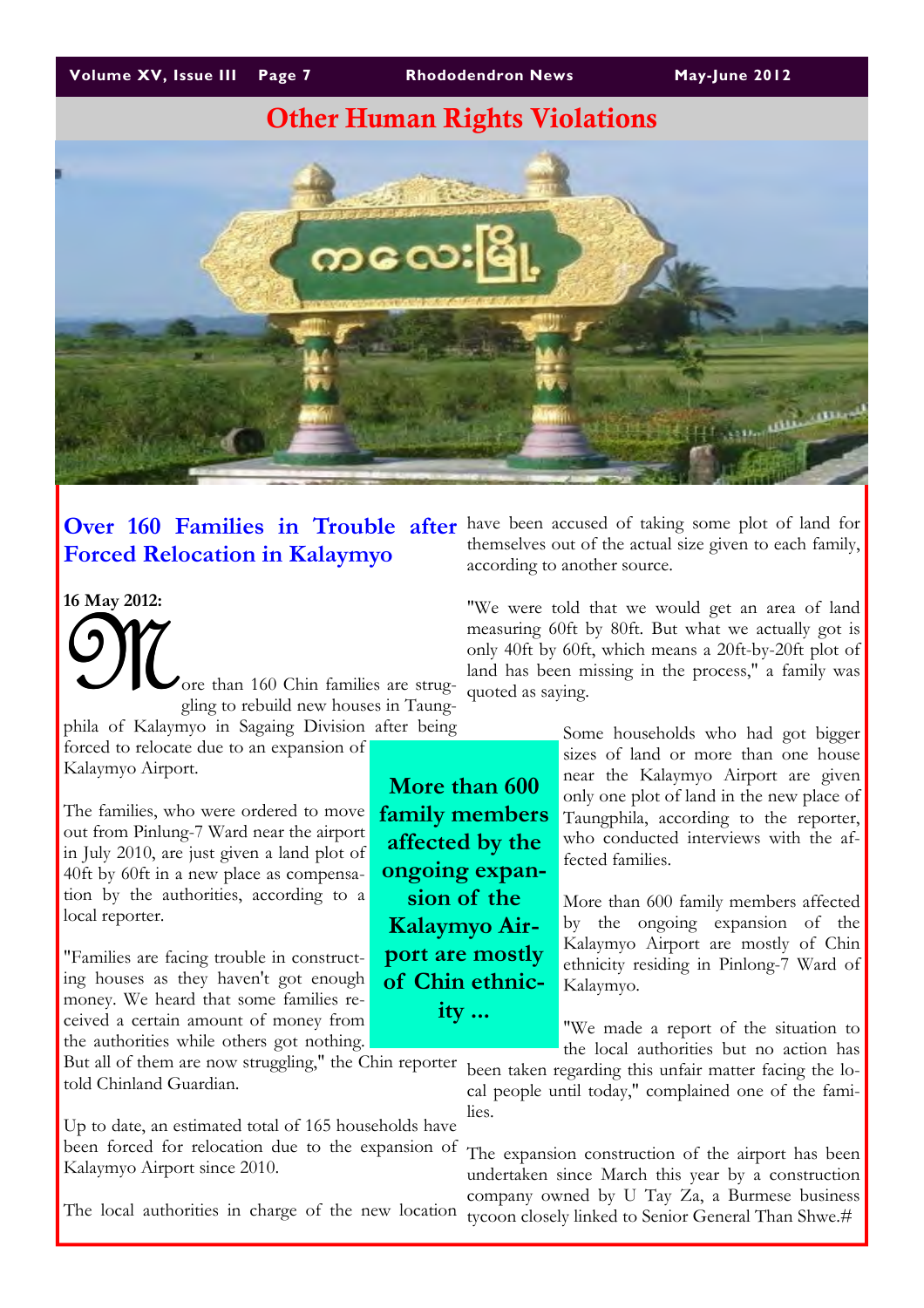## Other Human Rights Violations

### Over 160 Families in Trouble after Forced Relocation in Kalaymyo

**16 May 2012:**

More than 160 Chin families are struggling to rebuild new houses in Taungphila of Kalaymyo in Sagaing Division after being forced to relocate due to an expansion of Kalaymyo Airport.

The families, who were ordered to move out from Pinlung-7 Ward near the airport in July 2010, are just given a land plot of 40ft by 60ft in a new place as compensation by the authorities, according to a local reporter.

"Families are facing trouble in constructing houses as they haven't got enough money. We heard that some families received a certain amount of money from the authorities while others got nothing. But all of them are now struggling," the Chin reporter told Chinland Guardian.

Up to date, an estimated total of 165 households have been forced for relocation due to the expansion of Kalaymyo Airport since 2010.

The local authorities in charge of the new location have been accused of taking some plot of land for themselves out of the actual size given to each family, according to another source.

"We were told that we would get an area of land measuring 60ft by 80ft. But what we actually got is only 40ft by 60ft, which means a 20ft-by-20ft plot of land has been missing in the process," a family was quoted as saying.

**More than 600 family members affected by the ongoing expansion of the Kalaymyo Airport are mostly of Chin ethnicity ...**

Some households who had got bigger sizes of land or more than one house near the Kalaymyo Airport are given only one plot of land in the new place of Taungphila, according to the reporter, who conducted interviews with the affected families.

More than 600 family members affected by the ongoing expansion of the Kalaymyo Airport are mostly of Chin ethnicity residing in Pinlong-7 Ward of Kalaymyo.

"We made a report of the situation to the local authorities but no action has been taken regarding this unfair matter facing the local people until today," complained one of the families.

The expansion construction of the airport has been undertaken since March this year by a construction company owned by U Tay Za, a Burmese business tycoon closely linked to Senior General Than Shwe.#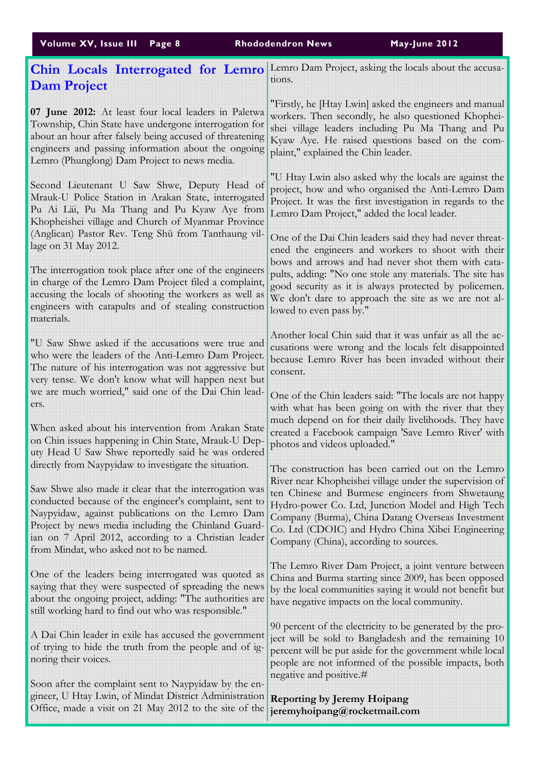## Chin Locals Interrogated for Lemro Dam Project

**07 June 2012:** At least four local leaders in Paletwa Township, Chin State have undergone interrogation for about an hour after falsely being accused of threatening engineers and passing information about the ongoing Lemro (Phunglong) Dam Project to news media.

Second Lieutenant U Saw Shwe, Deputy Head of Mrauk-U Police Station in Arakan State, interrogated Pu Ai Läi, Pu Ma Thang and Pu Kyaw Aye from Khopheishei village and Church of Myanmar Province (Anglican) Pastor Rev. Teng Shü from Tanthaung village on 31 May 2012.

The interrogation took place after one of the engineers in charge of the Lemro Dam Project filed a complaint, accusing the locals of shooting the workers as well as engineers with catapults and of stealing construction materials.

"U Saw Shwe asked if the accusations were true and who were the leaders of the Anti-Lemro Dam Project. The nature of his interrogation was not aggressive but very tense. We don't know what will happen next but we are much worried," said one of the Dai Chin leaders.

When asked about his intervention from Arakan State on Chin issues happening in Chin State, Mrauk-U Deputy Head U Saw Shwe reportedly said he was ordered directly from Naypyidaw to investigate the situation.

Saw Shwe also made it clear that the interrogation was conducted because of the engineer's complaint, sent to Naypyidaw, against publications on the Lemro Dam Project by news media including the Chinland Guardian on 7 April 2012, according to a Christian leader from Mindat, who asked not to be named.

One of the leaders being interrogated was quoted as saying that they were suspected of spreading the news about the ongoing project, adding: "The authorities are still working hard to find out who was responsible."

A Dai Chin leader in exile has accused the government of trying to hide the truth from the people and of ignoring their voices.

Soon after the complaint sent to Naypyidaw by the engineer, U Htay Lwin, of Mindat District Administration Office, made a visit on 21 May 2012 to the site of the Lemro Dam Project, asking the locals about the accusations.

"Firstly, he [Htay Lwin] asked the engineers and manual workers. Then secondly, he also questioned Khopheishei village leaders including Pu Ma Thang and Pu Kyaw Aye. He raised questions based on the complaint," explained the Chin leader.

"U Htay Lwin also asked why the locals are against the project, how and who organised the Anti-Lemro Dam Project. It was the first investigation in regards to the Lemro Dam Project," added the local leader.

One of the Dai Chin leaders said they had never threatened the engineers and workers to shoot with their bows and arrows and had never shot them with catapults, adding: "No one stole any materials. The site has good security as it is always protected by policemen. We don't dare to approach the site as we are not allowed to even pass by."

Another local Chin said that it was unfair as all the accusations were wrong and the locals felt disappointed because Lemro River has been invaded without their consent.

One of the Chin leaders said: "The locals are not happy with what has been going on with the river that they much depend on for their daily livelihoods. They have created a Facebook campaign 'Save Lemro River' with photos and videos uploaded."

The construction has been carried out on the Lemro River near Khopheishei village under the supervision of ten Chinese and Burmese engineers from Shwetaung Hydro-power Co. Ltd, Junction Model and High Tech Company (Burma), China Datang Overseas Investment Co. Ltd (CDOIC) and Hydro China Xibei Engineering Company (China), according to sources.

The Lemro River Dam Project, a joint venture between China and Burma starting since 2009, has been opposed by the local communities saying it would not benefit but have negative impacts on the local community.

90 percent of the electricity to be generated by the project will be sold to Bangladesh and the remaining 10 percent will be put aside for the government while local people are not informed of the possible impacts, both negative and positive.#

**Reporting by Jeremy Hoipang**
**jeremyhoipang@rocketmail.com**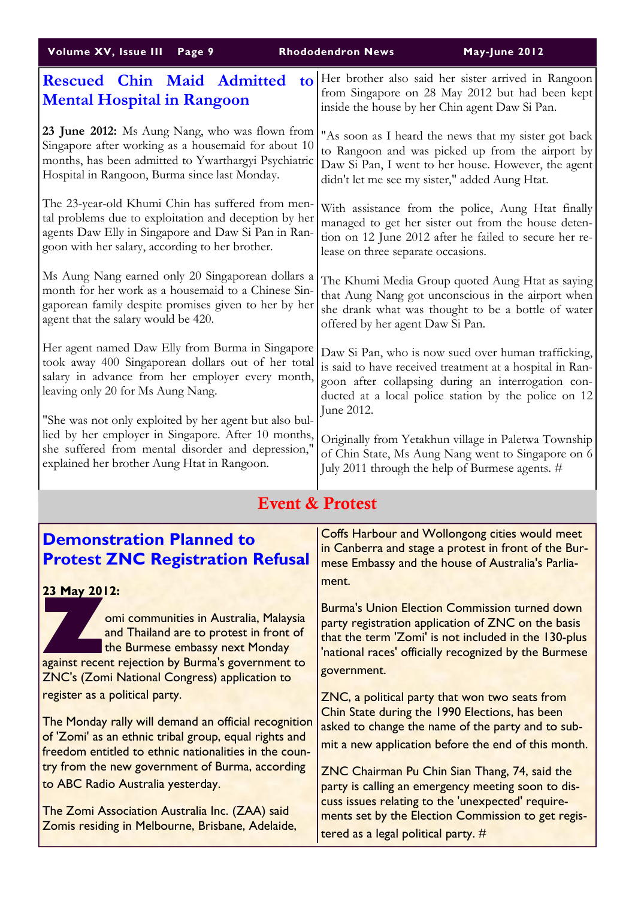## Rescued Chin Maid Admitted to Mental Hospital in Rangoon

**23 June 2012:** Ms Aung Nang, who was flown from Singapore after working as a housemaid for about 10 months, has been admitted to Ywarthargyi Psychiatric Hospital in Rangoon, Burma since last Monday.

The 23-year-old Khumi Chin has suffered from mental problems due to exploitation and deception by her agents Daw Elly in Singapore and Daw Si Pan in Rangoon with her salary, according to her brother.

Ms Aung Nang earned only 20 Singaporean dollars a month for her work as a housemaid to a Chinese Singaporean family despite promises given to her by her agent that the salary would be 420.

Her agent named Daw Elly from Burma in Singapore took away 400 Singaporean dollars out of her total salary in advance from her employer every month, leaving only 20 for Ms Aung Nang.

"She was not only exploited by her agent but also bullied by her employer in Singapore. After 10 months, she suffered from mental disorder and depression," explained her brother Aung Htat in Rangoon.

Her brother also said her sister arrived in Rangoon from Singapore on 28 May 2012 but had been kept inside the house by her Chin agent Daw Si Pan.

"As soon as I heard the news that my sister got back to Rangoon and was picked up from the airport by Daw Si Pan, I went to her house. However, the agent didn't let me see my sister," added Aung Htat.

With assistance from the police, Aung Htat finally managed to get her sister out from the house detention on 12 June 2012 after he failed to secure her release on three separate occasions.

The Khumi Media Group quoted Aung Htat as saying that Aung Nang got unconscious in the airport when she drank what was thought to be a bottle of water offered by her agent Daw Si Pan.

Daw Si Pan, who is now sued over human trafficking, is said to have received treatment at a hospital in Rangoon after collapsing during an interrogation conducted at a local police station by the police on 12 June 2012.

Originally from Yetakhun village in Paletwa Township of Chin State, Ms Aung Nang went to Singapore on 6 July 2011 through the help of Burmese agents. #

# Event & Protest

## Demonstration Planned to Protest ZNC Registration Refusal

**23 May 2012:**

Zomi communities in Australia, Malaysia and Thailand are to protest in front of the Burmese embassy next Monday against recent rejection by Burma's government to ZNC's (Zomi National Congress) application to register as a political party.

The Monday rally will demand an official recognition of 'Zomi' as an ethnic tribal group, equal rights and freedom entitled to ethnic nationalities in the country from the new government of Burma, according to ABC Radio Australia yesterday.

The Zomi Association Australia Inc. (ZAA) said Zomis residing in Melbourne, Brisbane, Adelaide, Coffs Harbour and Wollongong cities would meet in Canberra and stage a protest in front of the Burmese Embassy and the house of Australia's Parliament.

Burma's Union Election Commission turned down party registration application of ZNC on the basis that the term 'Zomi' is not included in the 130-plus 'national races' officially recognized by the Burmese government.

ZNC, a political party that won two seats from Chin State during the 1990 Elections, has been asked to change the name of the party and to submit a new application before the end of this month.

ZNC Chairman Pu Chin Sian Thang, 74, said the party is calling an emergency meeting soon to discuss issues relating to the 'unexpected' requirements set by the Election Commission to get registered as a legal political party. #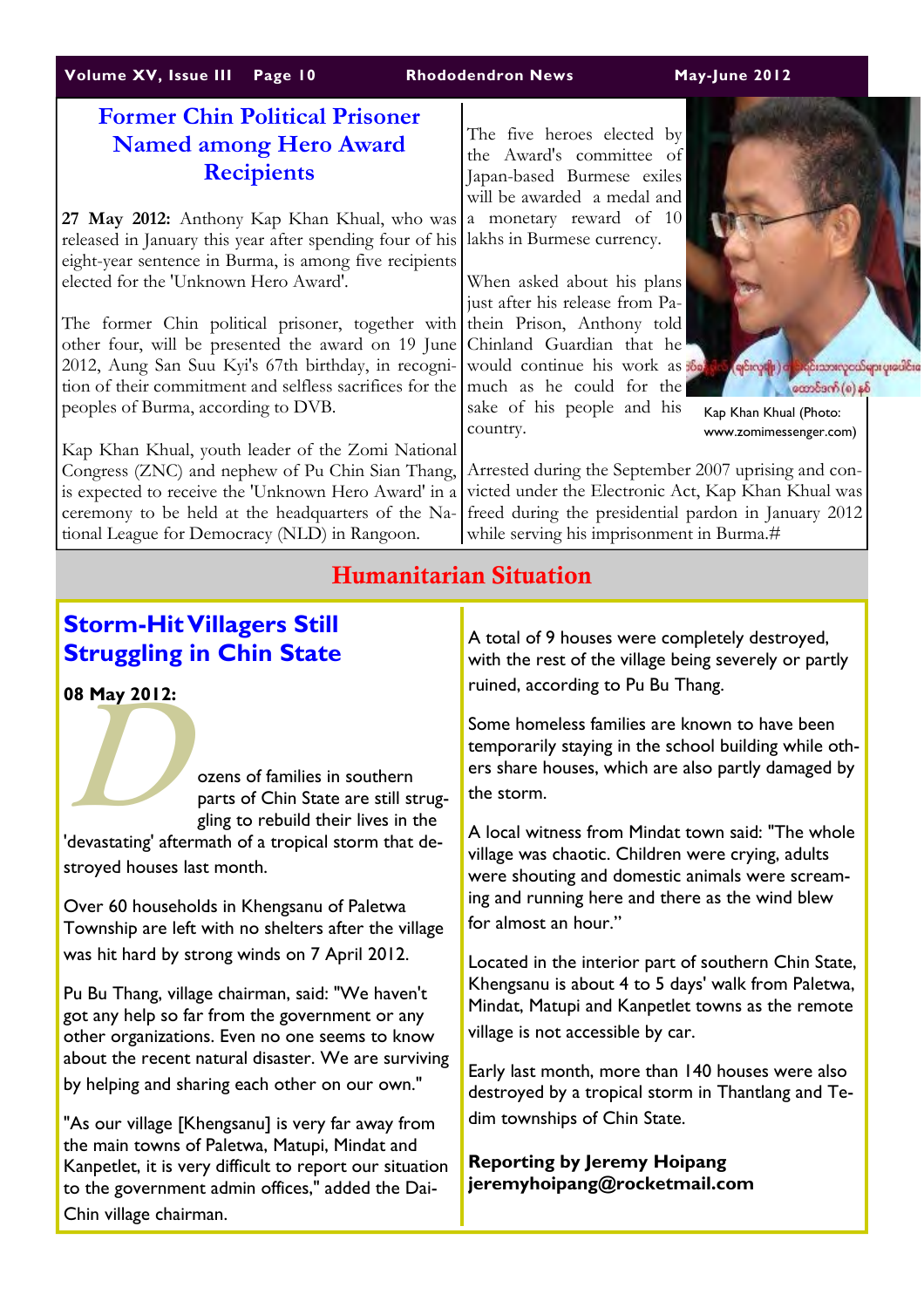## Former Chin Political Prisoner Named among Hero Award Recipients

**27 May 2012:** Anthony Kap Khan Khual, who was released in January this year after spending four of his eight-year sentence in Burma, is among five recipients elected for the 'Unknown Hero Award'.

The former Chin political prisoner, together with other four, will be presented the award on 19 June 2012, Aung San Suu Kyi's 67th birthday, in recognition of their commitment and selfless sacrifices for the peoples of Burma, according to DVB.

Kap Khan Khual, youth leader of the Zomi National Congress (ZNC) and nephew of Pu Chin Sian Thang, is expected to receive the 'Unknown Hero Award' in a ceremony to be held at the headquarters of the National League for Democracy (NLD) in Rangoon.

The five heroes elected by the Award's committee of Japan-based Burmese exiles will be awarded a medal and a monetary reward of 10 lakhs in Burmese currency.

When asked about his plans just after his release from Pathein Prison, Anthony told Chinland Guardian that he would continue his work as much as he could for the sake of his people and his country.

Kap Khan Khual (Photo: www.zomimessenger.com)

Arrested during the September 2007 uprising and convicted under the Electronic Act, Kap Khan Khual was freed during the presidential pardon in January 2012 while serving his imprisonment in Burma.#

# Humanitarian Situation

## Storm-Hit Villagers Still Struggling in Chin State

**08 May 2012:**

Dozens of families in southern parts of Chin State are still struggling to rebuild their lives in the 'devastating' aftermath of a tropical storm that destroyed houses last month.

Over 60 households in Khengsanu of Paletwa Township are left with no shelters after the village was hit hard by strong winds on 7 April 2012.

Pu Bu Thang, village chairman, said: "We haven't got any help so far from the government or any other organizations. Even no one seems to know about the recent natural disaster. We are surviving by helping and sharing each other on our own."

"As our village [Khengsanu] is very far away from the main towns of Paletwa, Matupi, Mindat and Kanpetlet, it is very difficult to report our situation to the government admin offices," added the Dai-Chin village chairman.

A total of 9 houses were completely destroyed, with the rest of the village being severely or partly ruined, according to Pu Bu Thang.

Some homeless families are known to have been temporarily staying in the school building while others share houses, which are also partly damaged by the storm.

A local witness from Mindat town said: "The whole village was chaotic. Children were crying, adults were shouting and domestic animals were screaming and running here and there as the wind blew for almost an hour."

Located in the interior part of southern Chin State, Khengsanu is about 4 to 5 days' walk from Paletwa, Mindat, Matupi and Kanpetlet towns as the remote village is not accessible by car.

Early last month, more than 140 houses were also destroyed by a tropical storm in Thantlang and Tedim townships of Chin State.

**Reporting by Jeremy Hoipang**
**jeremyhoipang@rocketmail.com**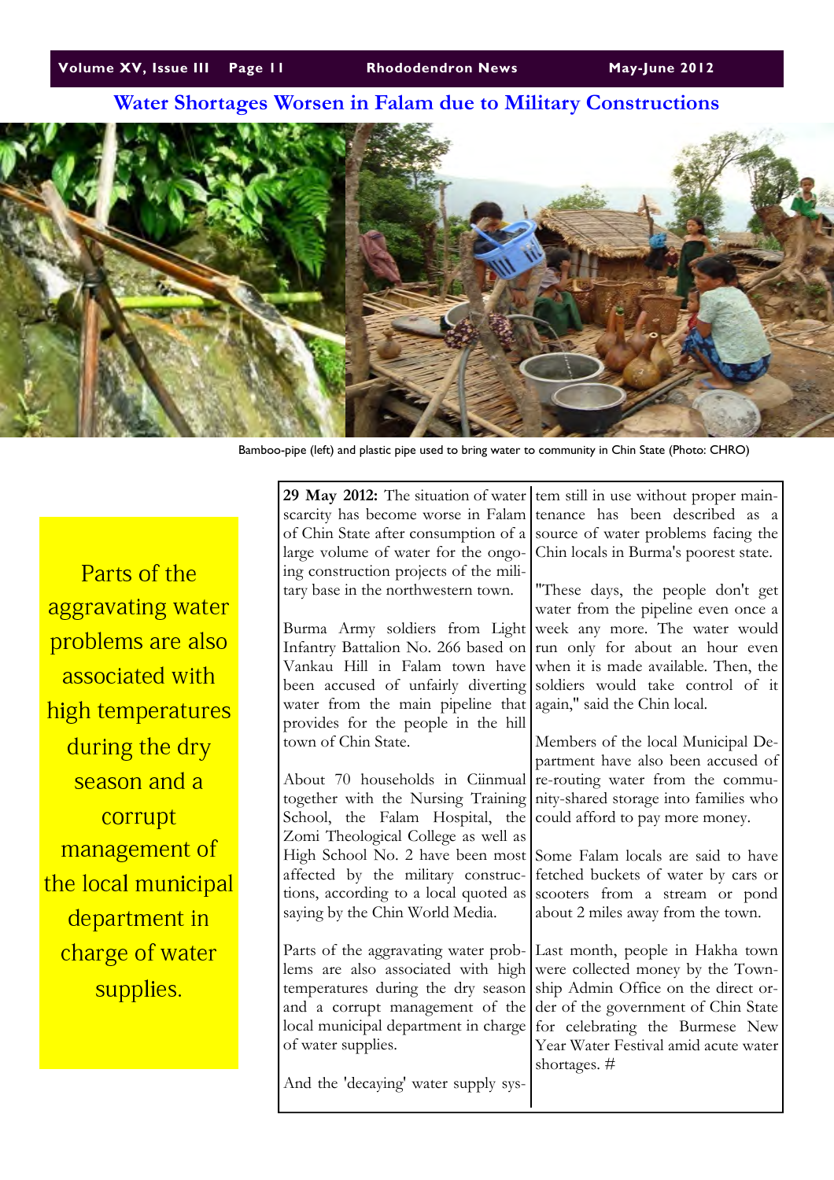## Water Shortages Worsen in Falam due to Military Constructions

Bamboo-pipe (left) and plastic pipe used to bring water to community in Chin State (Photo: CHRO)

> Parts of the aggravating water problems are also associated with high temperatures during the dry season and a corrupt management of the local municipal department in charge of water supplies.

**29 May 2012:** The situation of water scarcity has become worse in Falam of Chin State after consumption of a large volume of water for the ongoing construction projects of the military base in the northwestern town.

Burma Army soldiers from Light Infantry Battalion No. 266 based on Vankau Hill in Falam town have been accused of unfairly diverting water from the main pipeline that provides for the people in the hill town of Chin State.

About 70 households in Ciinmual together with the Nursing Training School, the Falam Hospital, the Zomi Theological College as well as High School No. 2 have been most affected by the military constructions, according to a local quoted as saying by the Chin World Media.

Parts of the aggravating water problems are also associated with high temperatures during the dry season and a corrupt management of the local municipal department in charge of water supplies.

And the 'decaying' water supply system still in use without proper maintenance has been described as a source of water problems facing the Chin locals in Burma's poorest state.

"These days, the people don't get water from the pipeline even once a week any more. The water would run only for about an hour even when it is made available. Then, the soldiers would take control of it again," said the Chin local.

Members of the local Municipal Department have also been accused of re-routing water from the community-shared storage into families who could afford to pay more money.

Some Falam locals are said to have fetched buckets of water by cars or scooters from a stream or pond about 2 miles away from the town.

Last month, people in Hakha town were collected money by the Township Admin Office on the direct order of the government of Chin State for celebrating the Burmese New Year Water Festival amid acute water shortages. #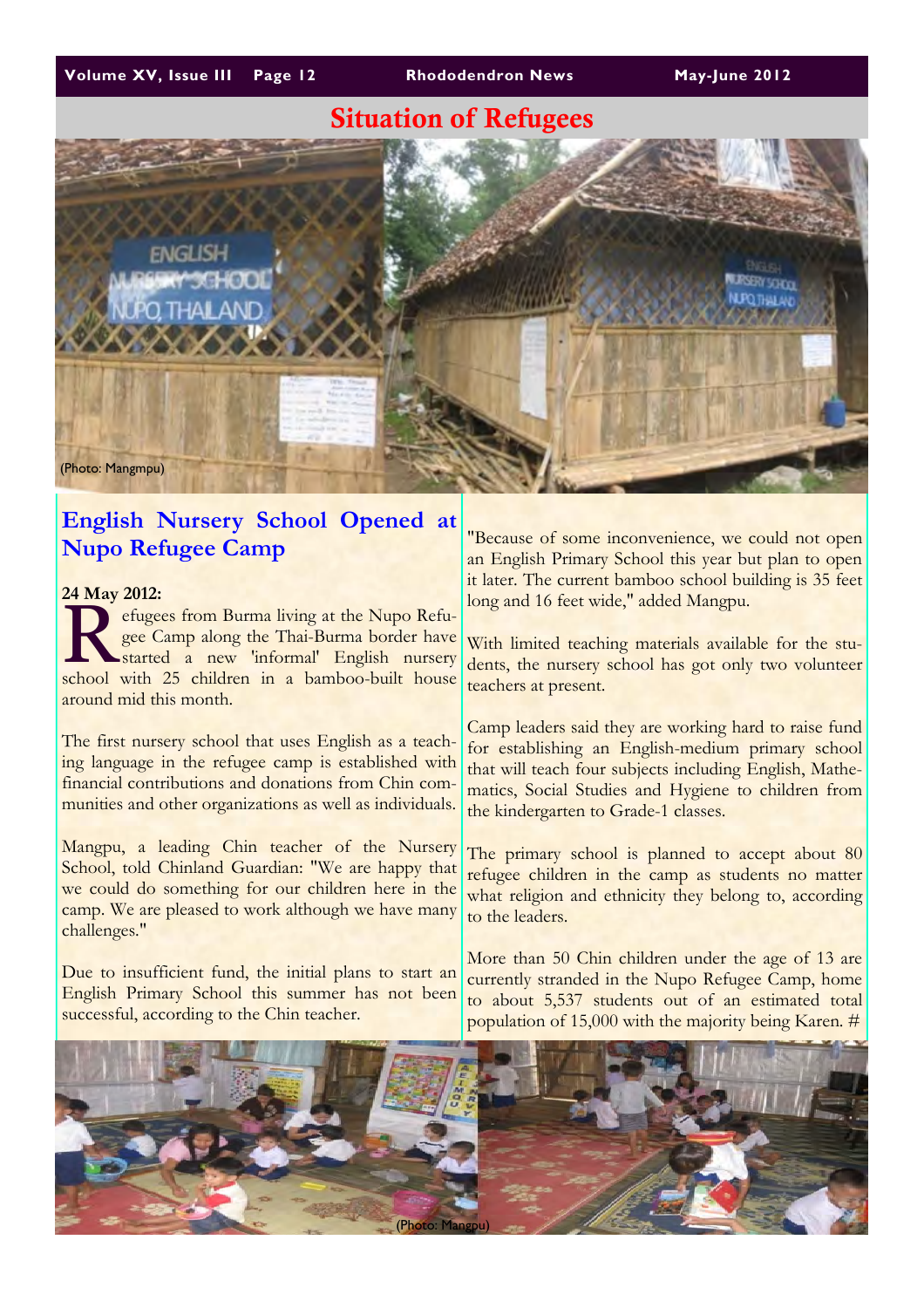## Situation of Refugees

(Photo: Mangmpu)

### English Nursery School Opened at Nupo Refugee Camp

**24 May 2012:**

Refugees from Burma living at the Nupo Refugee Camp along the Thai-Burma border have started a new 'informal' English nursery school with 25 children in a bamboo-built house around mid this month.

The first nursery school that uses English as a teaching language in the refugee camp is established with financial contributions and donations from Chin communities and other organizations as well as individuals.

Mangpu, a leading Chin teacher of the Nursery School, told Chinland Guardian: "We are happy that we could do something for our children here in the camp. We are pleased to work although we have many challenges."

Due to insufficient fund, the initial plans to start an English Primary School this summer has not been successful, according to the Chin teacher.

"Because of some inconvenience, we could not open an English Primary School this year but plan to open it later. The current bamboo school building is 35 feet long and 16 feet wide," added Mangpu.

With limited teaching materials available for the students, the nursery school has got only two volunteer teachers at present.

Camp leaders said they are working hard to raise fund for establishing an English-medium primary school that will teach four subjects including English, Mathematics, Social Studies and Hygiene to children from the kindergarten to Grade-1 classes.

The primary school is planned to accept about 80 refugee children in the camp as students no matter what religion and ethnicity they belong to, according to the leaders.

More than 50 Chin children under the age of 13 are currently stranded in the Nupo Refugee Camp, home to about 5,537 students out of an estimated total population of 15,000 with the majority being Karen. #

(Photo: Mangpu)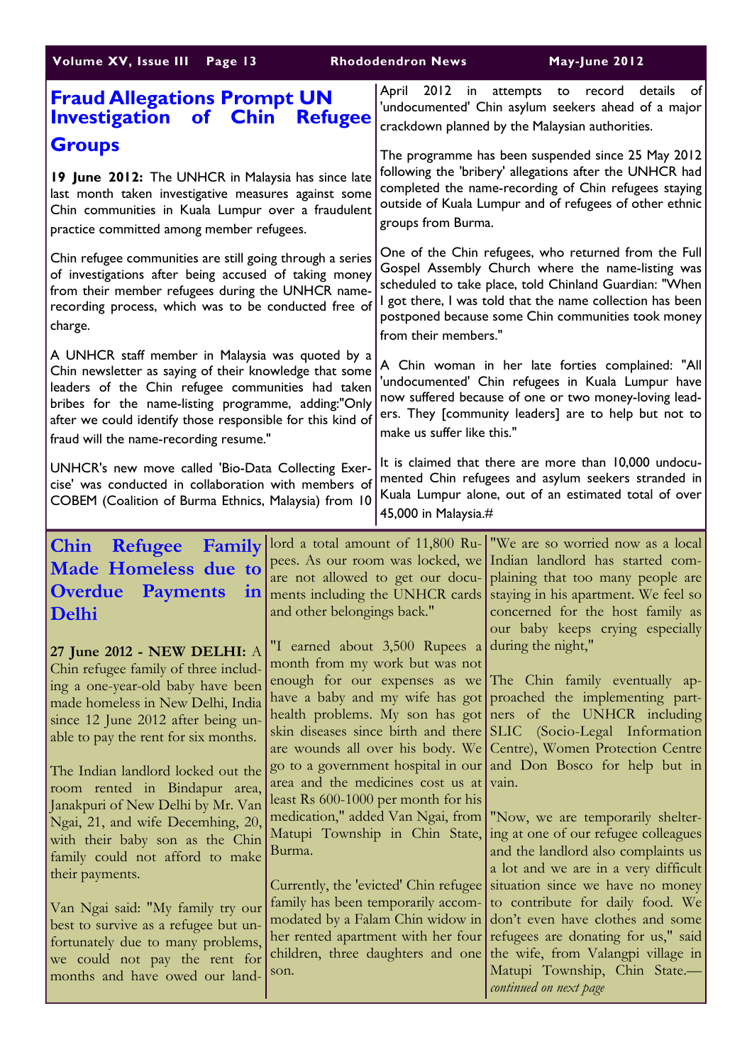## Fraud Allegations Prompt UN Investigation of Chin Refugee Groups

**19 June 2012:** The UNHCR in Malaysia has since late last month taken investigative measures against some Chin communities in Kuala Lumpur over a fraudulent practice committed among member refugees.

Chin refugee communities are still going through a series of investigations after being accused of taking money from their member refugees during the UNHCR name-recording process, which was to be conducted free of charge.

A UNHCR staff member in Malaysia was quoted by a Chin newsletter as saying of their knowledge that some leaders of the Chin refugee communities had taken bribes for the name-listing programme, adding:"Only after we could identify those responsible for this kind of fraud will the name-recording resume."

UNHCR's new move called 'Bio-Data Collecting Exercise' was conducted in collaboration with members of COBEM (Coalition of Burma Ethnics, Malaysia) from 10 April 2012 in attempts to record details of 'undocumented' Chin asylum seekers ahead of a major crackdown planned by the Malaysian authorities.

The programme has been suspended since 25 May 2012 following the 'bribery' allegations after the UNHCR had completed the name-recording of Chin refugees staying outside of Kuala Lumpur and of refugees of other ethnic groups from Burma.

One of the Chin refugees, who returned from the Full Gospel Assembly Church where the name-listing was scheduled to take place, told Chinland Guardian: "When I got there, I was told that the name collection has been postponed because some Chin communities took money from their members."

A Chin woman in her late forties complained: "All 'undocumented' Chin refugees in Kuala Lumpur have now suffered because of one or two money-loving leaders. They [community leaders] are to help but not to make us suffer like this."

It is claimed that there are more than 10,000 undocumented Chin refugees and asylum seekers stranded in Kuala Lumpur alone, out of an estimated total of over 45,000 in Malaysia.#

## Chin Refugee Family Made Homeless due to Overdue Payments in Delhi

**27 June 2012 - NEW DELHI:** A Chin refugee family of three including a one-year-old baby have been made homeless in New Delhi, India since 12 June 2012 after being unable to pay the rent for six months.

The Indian landlord locked out the room rented in Bindapur area, Janakpuri of New Delhi by Mr. Van Ngai, 21, and wife Decemhing, 20, with their baby son as the Chin family could not afford to make their payments.

Van Ngai said: "My family try our best to survive as a refugee but unfortunately due to many problems, we could not pay the rent for months and have owed our landlord a total amount of 11,800 Rupees. As our room was locked, we are not allowed to get our documents including the UNHCR cards and other belongings back."

"I earned about 3,500 Rupees a month from my work but was not enough for our expenses as we have a baby and my wife has got health problems. My son has got skin diseases since birth and there are wounds all over his body. We go to a government hospital in our area and the medicines cost us at least Rs 600-1000 per month for his medication," added Van Ngai, from Matupi Township in Chin State, Burma.

Currently, the 'evicted' Chin refugee family has been temporarily accommodated by a Falam Chin widow in her rented apartment with her four children, three daughters and one son.

"We are so worried now as a local Indian landlord has started complaining that too many people are staying in his apartment. We feel so concerned for the host family as our baby keeps crying especially during the night,"

The Chin family eventually approached the implementing partners of the UNHCR including SLIC (Socio-Legal Information Centre), Women Protection Centre and Don Bosco for help but in vain.

"Now, we are temporarily sheltering at one of our refugee colleagues and the landlord also complaints us a lot and we are in a very difficult situation since we have no money to contribute for daily food. We don't even have clothes and some refugees are donating for us," said the wife, from Valangpi village in Matupi Township, Chin State.—*continued on next page*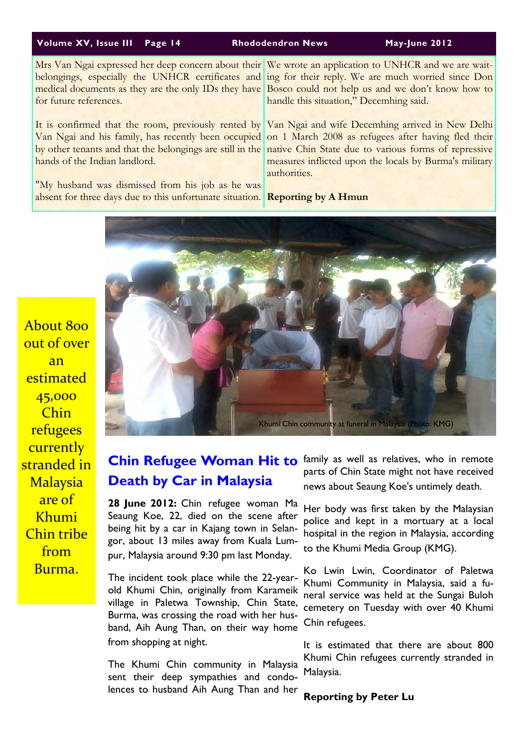Mrs Van Ngai expressed her deep concern about their belongings, especially the UNHCR certificates and medical documents as they are the only IDs they have for future references.

It is confirmed that the room, previously rented by Van Ngai and his family, has recently been occupied by other tenants and that the belongings are still in the hands of the Indian landlord.

"My husband was dismissed from his job as he was absent for three days due to this unfortunate situation. We wrote an application to UNHCR and we are waiting for their reply. We are much worried since Don Bosco could not help us and we don't know how to handle this situation," Decemhing said.

Van Ngai and wife Decemhing arrived in New Delhi on 1 March 2008 as refugees after having fled their native Chin State due to various forms of repressive measures inflicted upon the locals by Burma's military authorities.

**Reporting by A Hmun**

Khumi Chin community at funeral in Malaysia (Photo: KMG)

About 800 out of over an estimated 45,000 Chin refugees currently stranded in Malaysia are of Khumi Chin tribe from Burma.

## Chin Refugee Woman Hit to Death by Car in Malaysia

**28 June 2012:** Chin refugee woman Ma Seaung Koe, 22, died on the scene after being hit by a car in Kajang town in Selangor, about 13 miles away from Kuala Lumpur, Malaysia around 9:30 pm last Monday.

The incident took place while the 22-year-old Khumi Chin, originally from Karameik village in Paletwa Township, Chin State, Burma, was crossing the road with her husband, Aih Aung Than, on their way home from shopping at night.

The Khumi Chin community in Malaysia sent their deep sympathies and condolences to husband Aih Aung Than and her family as well as relatives, who in remote parts of Chin State might not have received news about Seaung Koe's untimely death.

Her body was first taken by the Malaysian police and kept in a mortuary at a local hospital in the region in Malaysia, according to the Khumi Media Group (KMG).

Ko Lwin Lwin, Coordinator of Paletwa Khumi Community in Malaysia, said a funeral service was held at the Sungai Buloh cemetery on Tuesday with over 40 Khumi Chin refugees.

It is estimated that there are about 800 Khumi Chin refugees currently stranded in Malaysia.

**Reporting by Peter Lu**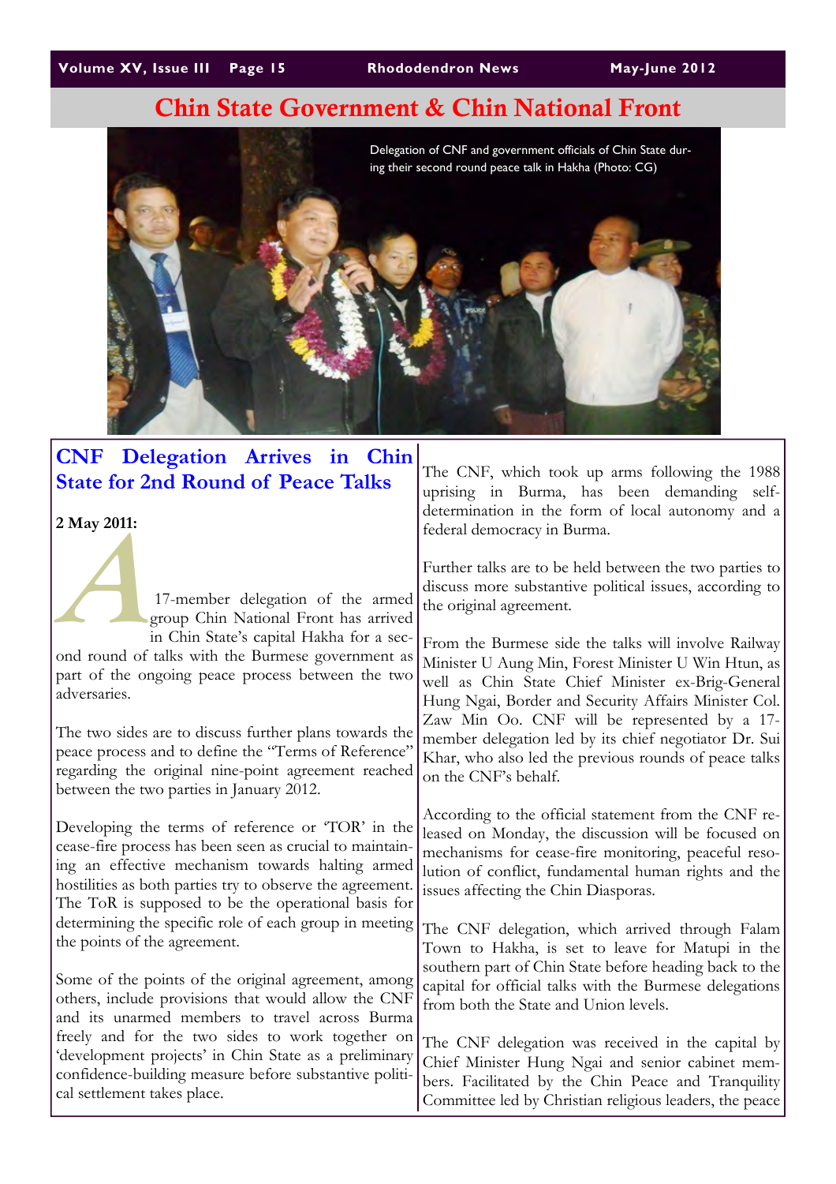# Chin State Government & Chin National Front

Delegation of CNF and government officials of Chin State during their second round peace talk in Hakha (Photo: CG)

## CNF Delegation Arrives in Chin State for 2nd Round of Peace Talks

**2 May 2011:**

A 17-member delegation of the armed group Chin National Front has arrived in Chin State's capital Hakha for a second round of talks with the Burmese government as part of the ongoing peace process between the two adversaries.

The two sides are to discuss further plans towards the peace process and to define the "Terms of Reference" regarding the original nine-point agreement reached between the two parties in January 2012.

Developing the terms of reference or 'TOR' in the cease-fire process has been seen as crucial to maintaining an effective mechanism towards halting armed hostilities as both parties try to observe the agreement. The ToR is supposed to be the operational basis for determining the specific role of each group in meeting the points of the agreement.

Some of the points of the original agreement, among others, include provisions that would allow the CNF and its unarmed members to travel across Burma freely and for the two sides to work together on 'development projects' in Chin State as a preliminary confidence-building measure before substantive political settlement takes place.

The CNF, which took up arms following the 1988 uprising in Burma, has been demanding self-determination in the form of local autonomy and a federal democracy in Burma.

Further talks are to be held between the two parties to discuss more substantive political issues, according to the original agreement.

From the Burmese side the talks will involve Railway Minister U Aung Min, Forest Minister U Win Htun, as well as Chin State Chief Minister ex-Brig-General Hung Ngai, Border and Security Affairs Minister Col. Zaw Min Oo. CNF will be represented by a 17-member delegation led by its chief negotiator Dr. Sui Khar, who also led the previous rounds of peace talks on the CNF's behalf.

According to the official statement from the CNF released on Monday, the discussion will be focused on mechanisms for cease-fire monitoring, peaceful resolution of conflict, fundamental human rights and the issues affecting the Chin Diasporas.

The CNF delegation, which arrived through Falam Town to Hakha, is set to leave for Matupi in the southern part of Chin State before heading back to the capital for official talks with the Burmese delegations from both the State and Union levels.

The CNF delegation was received in the capital by Chief Minister Hung Ngai and senior cabinet members. Facilitated by the Chin Peace and Tranquility Committee led by Christian religious leaders, the peace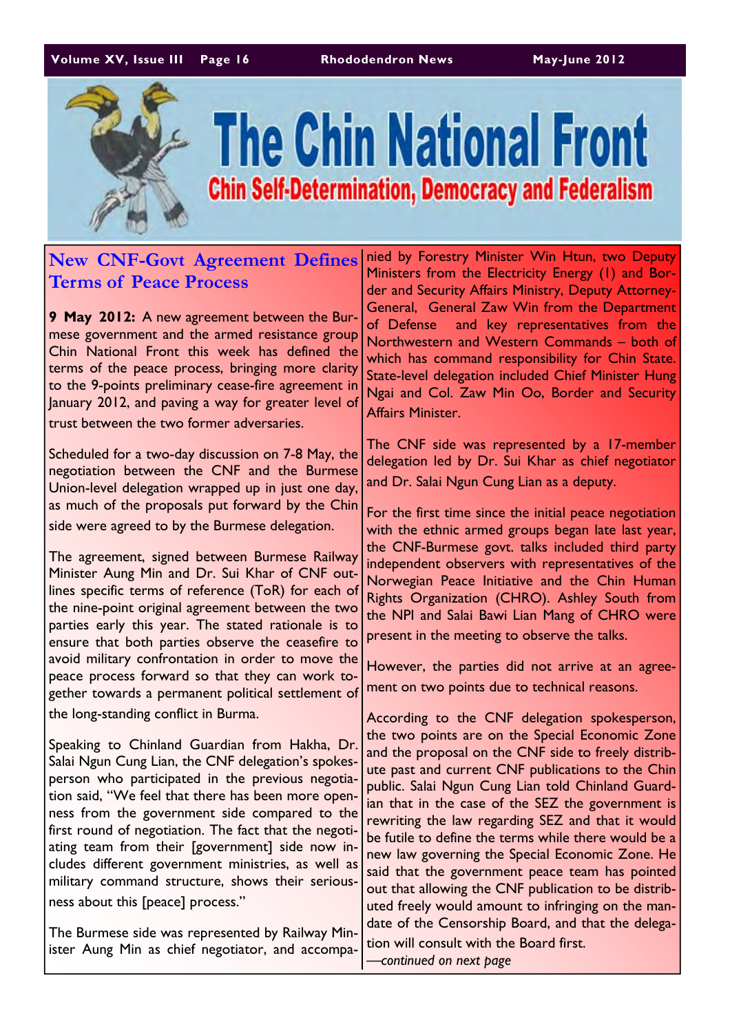# The Chin National Front

## Chin Self-Determination, Democracy and Federalism

### New CNF-Govt Agreement Defines Terms of Peace Process

**9 May 2012:** A new agreement between the Burmese government and the armed resistance group Chin National Front this week has defined the terms of the peace process, bringing more clarity to the 9-points preliminary cease-fire agreement in January 2012, and paving a way for greater level of trust between the two former adversaries.

Scheduled for a two-day discussion on 7-8 May, the negotiation between the CNF and the Burmese Union-level delegation wrapped up in just one day, as much of the proposals put forward by the Chin side were agreed to by the Burmese delegation.

The agreement, signed between Burmese Railway Minister Aung Min and Dr. Sui Khar of CNF outlines specific terms of reference (ToR) for each of the nine-point original agreement between the two parties early this year. The stated rationale is to ensure that both parties observe the ceasefire to avoid military confrontation in order to move the peace process forward so that they can work together towards a permanent political settlement of the long-standing conflict in Burma.

Speaking to Chinland Guardian from Hakha, Dr. Salai Ngun Cung Lian, the CNF delegation's spokesperson who participated in the previous negotiation said, "We feel that there has been more openness from the government side compared to the first round of negotiation. The fact that the negotiating team from their [government] side now includes different government ministries, as well as military command structure, shows their seriousness about this [peace] process."

The Burmese side was represented by Railway Minister Aung Min as chief negotiator, and accompanied by Forestry Minister Win Htun, two Deputy Ministers from the Electricity Energy (1) and Border and Security Affairs Ministry, Deputy Attorney-General, General Zaw Win from the Department of Defense and key representatives from the Northwestern and Western Commands – both of which has command responsibility for Chin State. State-level delegation included Chief Minister Hung Ngai and Col. Zaw Min Oo, Border and Security Affairs Minister.

The CNF side was represented by a 17-member delegation led by Dr. Sui Khar as chief negotiator and Dr. Salai Ngun Cung Lian as a deputy.

For the first time since the initial peace negotiation with the ethnic armed groups began late last year, the CNF-Burmese govt. talks included third party independent observers with representatives of the Norwegian Peace Initiative and the Chin Human Rights Organization (CHRO). Ashley South from the NPI and Salai Bawi Lian Mang of CHRO were present in the meeting to observe the talks.

However, the parties did not arrive at an agreement on two points due to technical reasons.

According to the CNF delegation spokesperson, the two points are on the Special Economic Zone and the proposal on the CNF side to freely distribute past and current CNF publications to the Chin public. Salai Ngun Cung Lian told Chinland Guardian that in the case of the SEZ the government is rewriting the law regarding SEZ and that it would be futile to define the terms while there would be a new law governing the Special Economic Zone. He said that the government peace team has pointed out that allowing the CNF publication to be distributed freely would amount to infringing on the mandate of the Censorship Board, and that the delegation will consult with the Board first.

*—continued on next page*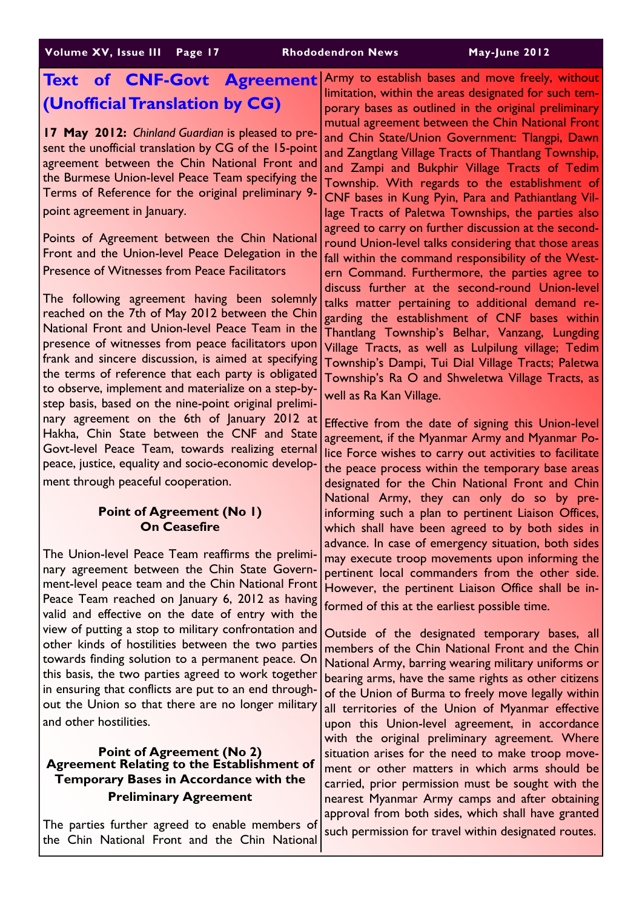# Text of CNF-Govt Agreement (Unofficial Translation by CG)

**17 May 2012:** *Chinland Guardian* is pleased to present the unofficial translation by CG of the 15-point agreement between the Chin National Front and the Burmese Union-level Peace Team specifying the Terms of Reference for the original preliminary 9-point agreement in January.

Points of Agreement between the Chin National Front and the Union-level Peace Delegation in the Presence of Witnesses from Peace Facilitators

The following agreement having been solemnly reached on the 7th of May 2012 between the Chin National Front and Union-level Peace Team in the presence of witnesses from peace facilitators upon frank and sincere discussion, is aimed at specifying the terms of reference that each party is obligated to observe, implement and materialize on a step-by-step basis, based on the nine-point original preliminary agreement on the 6th of January 2012 at Hakha, Chin State between the CNF and State Govt-level Peace Team, towards realizing eternal peace, justice, equality and socio-economic development through peaceful cooperation.

### Point of Agreement (No 1) On Ceasefire

The Union-level Peace Team reaffirms the preliminary agreement between the Chin State Government-level peace team and the Chin National Front Peace Team reached on January 6, 2012 as having valid and effective on the date of entry with the view of putting a stop to military confrontation and other kinds of hostilities between the two parties towards finding solution to a permanent peace. On this basis, the two parties agreed to work together in ensuring that conflicts are put to an end throughout the Union so that there are no longer military and other hostilities.

### Point of Agreement (No 2) Agreement Relating to the Establishment of Temporary Bases in Accordance with the Preliminary Agreement

The parties further agreed to enable members of the Chin National Front and the Chin National Army to establish bases and move freely, without limitation, within the areas designated for such temporary bases as outlined in the original preliminary mutual agreement between the Chin National Front and Chin State/Union Government: Tlangpi, Dawn and Zangtlang Village Tracts of Thantlang Township, and Zampi and Bukphir Village Tracts of Tedim Township. With regards to the establishment of CNF bases in Kung Pyin, Para and Pathiantlang Village Tracts of Paletwa Townships, the parties also agreed to carry on further discussion at the second-round Union-level talks considering that those areas fall within the command responsibility of the Western Command. Furthermore, the parties agree to discuss further at the second-round Union-level talks matter pertaining to additional demand regarding the establishment of CNF bases within Thantlang Township's Belhar, Vanzang, Lungding Village Tracts, as well as Lulpilung village; Tedim Township's Dampi, Tui Dial Village Tracts; Paletwa Township's Ra O and Shweletwa Village Tracts, as well as Ra Kan Village.

Effective from the date of signing this Union-level agreement, if the Myanmar Army and Myanmar Police Force wishes to carry out activities to facilitate the peace process within the temporary base areas designated for the Chin National Front and Chin National Army, they can only do so by pre-informing such a plan to pertinent Liaison Offices, which shall have been agreed to by both sides in advance. In case of emergency situation, both sides may execute troop movements upon informing the pertinent local commanders from the other side. However, the pertinent Liaison Office shall be informed of this at the earliest possible time.

Outside of the designated temporary bases, all members of the Chin National Front and the Chin National Army, barring wearing military uniforms or bearing arms, have the same rights as other citizens of the Union of Burma to freely move legally within all territories of the Union of Myanmar effective upon this Union-level agreement, in accordance with the original preliminary agreement. Where situation arises for the need to make troop movement or other matters in which arms should be carried, prior permission must be sought with the nearest Myanmar Army camps and after obtaining approval from both sides, which shall have granted such permission for travel within designated routes.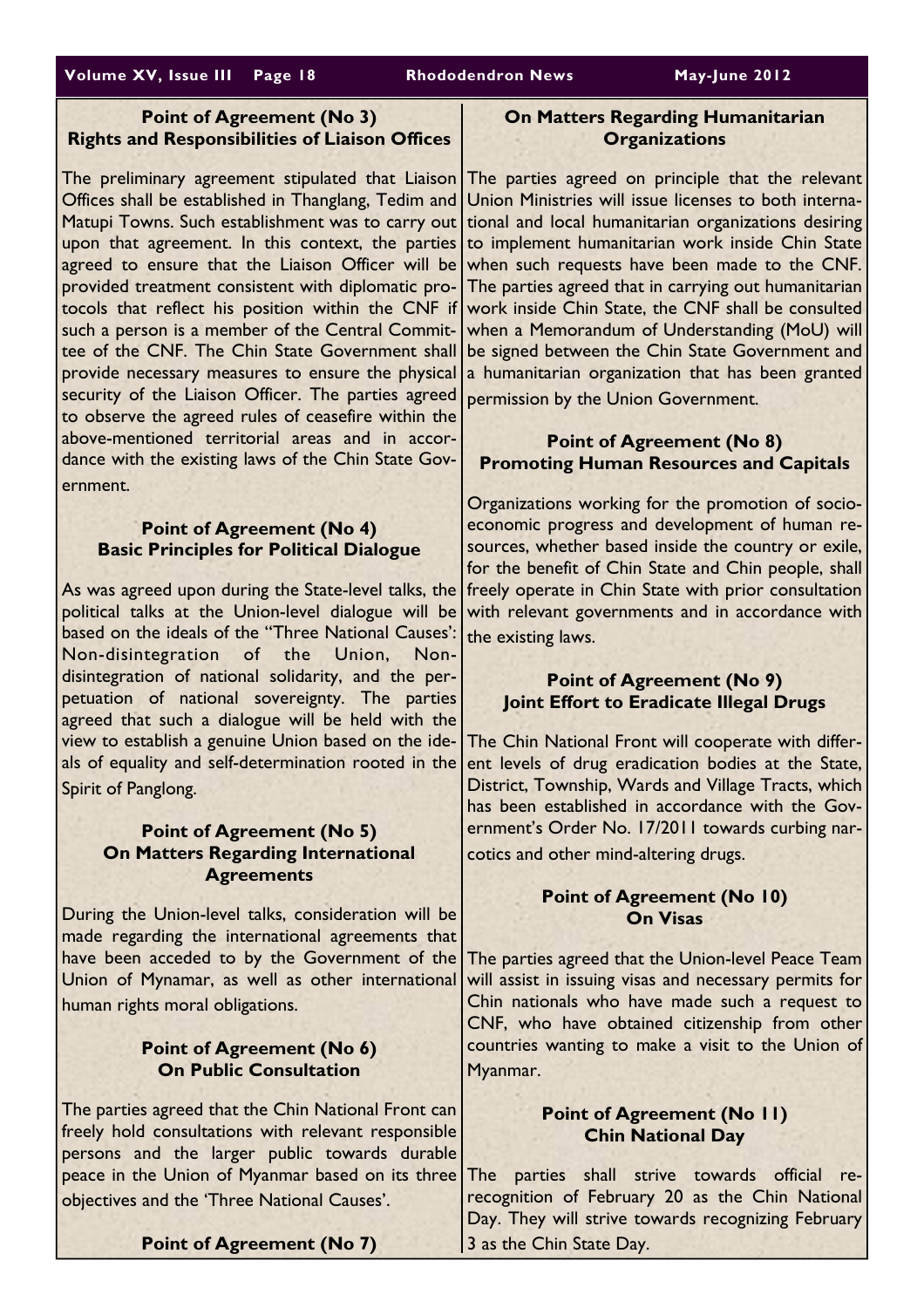### Point of Agreement (No 3)
### Rights and Responsibilities of Liaison Offices

The preliminary agreement stipulated that Liaison Offices shall be established in Thanglang, Tedim and Matupi Towns. Such establishment was to carry out upon that agreement. In this context, the parties agreed to ensure that the Liaison Officer will be provided treatment consistent with diplomatic protocols that reflect his position within the CNF if such a person is a member of the Central Committee of the CNF. The Chin State Government shall provide necessary measures to ensure the physical security of the Liaison Officer. The parties agreed to observe the agreed rules of ceasefire within the above-mentioned territorial areas and in accordance with the existing laws of the Chin State Government.

### Point of Agreement (No 4)
### Basic Principles for Political Dialogue

As was agreed upon during the State-level talks, the political talks at the Union-level dialogue will be based on the ideals of the "Three National Causes': Non-disintegration of the Union, Non-disintegration of national solidarity, and the perpetuation of national sovereignty. The parties agreed that such a dialogue will be held with the view to establish a genuine Union based on the ideals of equality and self-determination rooted in the Spirit of Panglong.

### Point of Agreement (No 5)
### On Matters Regarding International Agreements

During the Union-level talks, consideration will be made regarding the international agreements that have been acceded to by the Government of the Union of Mynamar, as well as other international human rights moral obligations.

### Point of Agreement (No 6)
### On Public Consultation

The parties agreed that the Chin National Front can freely hold consultations with relevant responsible persons and the larger public towards durable peace in the Union of Myanmar based on its three objectives and the 'Three National Causes'.

### Point of Agreement (No 7)
### On Matters Regarding Humanitarian Organizations

The parties agreed on principle that the relevant Union Ministries will issue licenses to both international and local humanitarian organizations desiring to implement humanitarian work inside Chin State when such requests have been made to the CNF. The parties agreed that in carrying out humanitarian work inside Chin State, the CNF shall be consulted when a Memorandum of Understanding (MoU) will be signed between the Chin State Government and a humanitarian organization that has been granted permission by the Union Government.

### Point of Agreement (No 8)
### Promoting Human Resources and Capitals

Organizations working for the promotion of socio-economic progress and development of human resources, whether based inside the country or exile, for the benefit of Chin State and Chin people, shall freely operate in Chin State with prior consultation with relevant governments and in accordance with the existing laws.

### Point of Agreement (No 9)
### Joint Effort to Eradicate Illegal Drugs

The Chin National Front will cooperate with different levels of drug eradication bodies at the State, District, Township, Wards and Village Tracts, which has been established in accordance with the Government's Order No. 17/2011 towards curbing narcotics and other mind-altering drugs.

### Point of Agreement (No 10)
### On Visas

The parties agreed that the Union-level Peace Team will assist in issuing visas and necessary permits for Chin nationals who have made such a request to CNF, who have obtained citizenship from other countries wanting to make a visit to the Union of Myanmar.

### Point of Agreement (No 11)
### Chin National Day

The parties shall strive towards official re-recognition of February 20 as the Chin National Day. They will strive towards recognizing February 3 as the Chin State Day.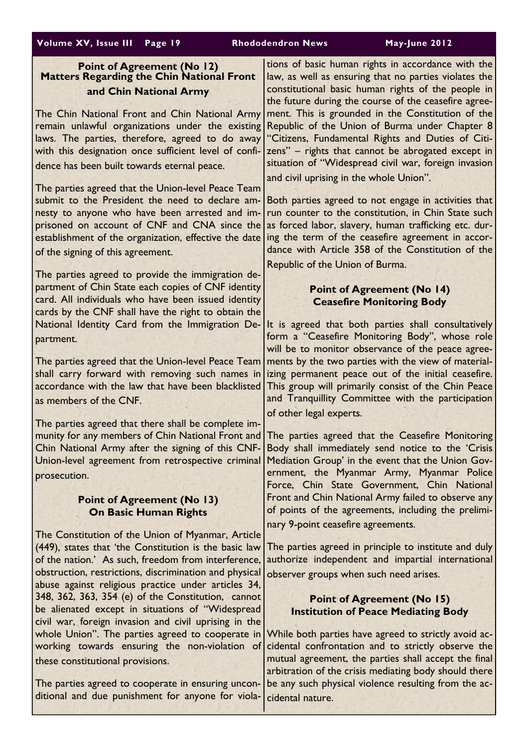## Point of Agreement (No 12)
## Matters Regarding the Chin National Front and Chin National Army

The Chin National Front and Chin National Army remain unlawful organizations under the existing laws. The parties, therefore, agreed to do away with this designation once sufficient level of confidence has been built towards eternal peace.

The parties agreed that the Union-level Peace Team submit to the President the need to declare amnesty to anyone who have been arrested and imprisoned on account of CNF and CNA since the establishment of the organization, effective the date of the signing of this agreement.

The parties agreed to provide the immigration department of Chin State each copies of CNF identity card. All individuals who have been issued identity cards by the CNF shall have the right to obtain the National Identity Card from the Immigration Department.

The parties agreed that the Union-level Peace Team shall carry forward with removing such names in accordance with the law that have been blacklisted as members of the CNF.

The parties agreed that there shall be complete immunity for any members of Chin National Front and Chin National Army after the signing of this CNF-Union-level agreement from retrospective criminal prosecution.

## Point of Agreement (No 13)
## On Basic Human Rights

The Constitution of the Union of Myanmar, Article (449), states that 'the Constitution is the basic law of the nation.' As such, freedom from interference, obstruction, restrictions, discrimination and physical abuse against religious practice under articles 34, 348, 362, 363, 354 (e) of the Constitution, cannot be alienated except in situations of "Widespread civil war, foreign invasion and civil uprising in the whole Union". The parties agreed to cooperate in working towards ensuring the non-violation of these constitutional provisions.

The parties agreed to cooperate in ensuring unconditional and due punishment for anyone for violations of basic human rights in accordance with the law, as well as ensuring that no parties violates the constitutional basic human rights of the people in the future during the course of the ceasefire agreement. This is grounded in the Constitution of the Republic of the Union of Burma under Chapter 8 "Citizens, Fundamental Rights and Duties of Citizens" – rights that cannot be abrogated except in situation of "Widespread civil war, foreign invasion and civil uprising in the whole Union".

Both parties agreed to not engage in activities that run counter to the constitution, in Chin State such as forced labor, slavery, human trafficking etc. during the term of the ceasefire agreement in accordance with Article 358 of the Constitution of the Republic of the Union of Burma.

## Point of Agreement (No 14)
## Ceasefire Monitoring Body

It is agreed that both parties shall consultatively form a "Ceasefire Monitoring Body", whose role will be to monitor observance of the peace agreements by the two parties with the view of materializing permanent peace out of the initial ceasefire. This group will primarily consist of the Chin Peace and Tranquillity Committee with the participation of other legal experts.

The parties agreed that the Ceasefire Monitoring Body shall immediately send notice to the 'Crisis Mediation Group' in the event that the Union Government, the Myanmar Army, Myanmar Police Force, Chin State Government, Chin National Front and Chin National Army failed to observe any of points of the agreements, including the preliminary 9-point ceasefire agreements.

The parties agreed in principle to institute and duly authorize independent and impartial international observer groups when such need arises.

## Point of Agreement (No 15)
## Institution of Peace Mediating Body

While both parties have agreed to strictly avoid accidental confrontation and to strictly observe the mutual agreement, the parties shall accept the final arbitration of the crisis mediating body should there be any such physical violence resulting from the accidental nature.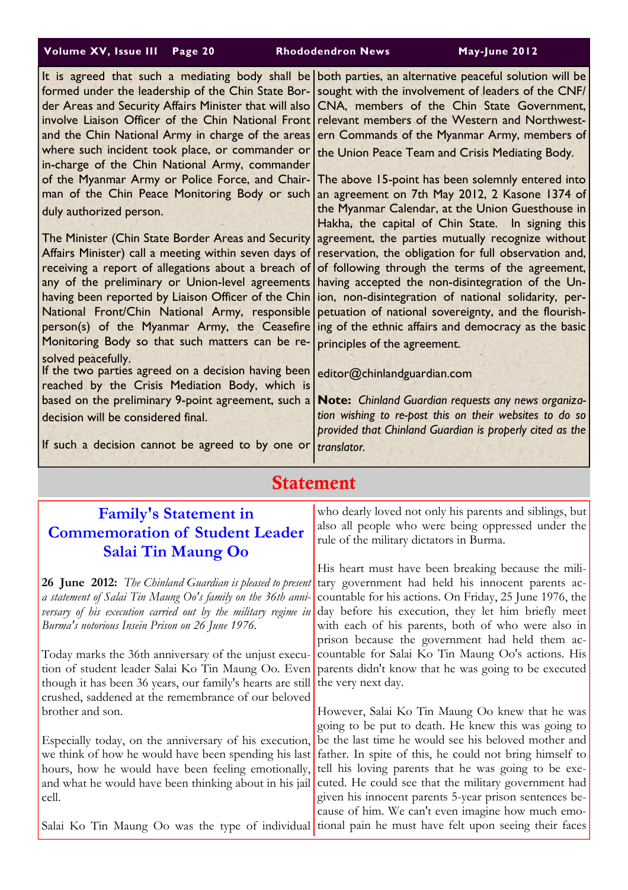It is agreed that such a mediating body shall be formed under the leadership of the Chin State Border Areas and Security Affairs Minister that will also involve Liaison Officer of the Chin National Front and the Chin National Army in charge of the areas where such incident took place, or commander or in-charge of the Chin National Army, commander of the Myanmar Army or Police Force, and Chairman of the Chin Peace Monitoring Body or such duly authorized person.

The Minister (Chin State Border Areas and Security Affairs Minister) call a meeting within seven days of receiving a report of allegations about a breach of any of the preliminary or Union-level agreements having been reported by Liaison Officer of the Chin National Front/Chin National Army, responsible person(s) of the Myanmar Army, the Ceasefire Monitoring Body so that such matters can be resolved peacefully.

If the two parties agreed on a decision having been reached by the Crisis Mediation Body, which is based on the preliminary 9-point agreement, such a decision will be considered final.

If such a decision cannot be agreed to by one or both parties, an alternative peaceful solution will be sought with the involvement of leaders of the CNF/CNA, members of the Chin State Government, relevant members of the Western and Northwestern Commands of the Myanmar Army, members of the Union Peace Team and Crisis Mediating Body.

The above 15-point has been solemnly entered into an agreement on 7th May 2012, 2 Kasone 1374 of the Myanmar Calendar, at the Union Guesthouse in Hakha, the capital of Chin State. In signing this agreement, the parties mutually recognize without reservation, the obligation for full observation and, of following through the terms of the agreement, having accepted the non-disintegration of the Union, non-disintegration of national solidarity, perpetuation of national sovereignty, and the flourishing of the ethnic affairs and democracy as the basic principles of the agreement.

editor@chinlandguardian.com

**Note:** *Chinland Guardian requests any news organization wishing to re-post this on their websites to do so provided that Chinland Guardian is properly cited as the translator.*

# Statement

## Family's Statement in Commemoration of Student Leader Salai Tin Maung Oo

**26 June 2012:** *The Chinland Guardian is pleased to present a statement of Salai Tin Maung Oo's family on the 36th anniversary of his execution carried out by the military regime in Burma's notorious Insein Prison on 26 June 1976.*

Today marks the 36th anniversary of the unjust execution of student leader Salai Ko Tin Maung Oo. Even though it has been 36 years, our family's hearts are still crushed, saddened at the remembrance of our beloved brother and son.

Especially today, on the anniversary of his execution, we think of how he would have been spending his last hours, how he would have been feeling emotionally, and what he would have been thinking about in his jail cell.

Salai Ko Tin Maung Oo was the type of individual who dearly loved not only his parents and siblings, but also all people who were being oppressed under the rule of the military dictators in Burma.

His heart must have been breaking because the military government had held his innocent parents accountable for his actions. On Friday, 25 June 1976, the day before his execution, they let him briefly meet with each of his parents, both of who were also in prison because the government had held them accountable for Salai Ko Tin Maung Oo's actions. His parents didn't know that he was going to be executed the very next day.

However, Salai Ko Tin Maung Oo knew that he was going to be put to death. He knew this was going to be the last time he would see his beloved mother and father. In spite of this, he could not bring himself to tell his loving parents that he was going to be executed. He could see that the military government had given his innocent parents 5-year prison sentences because of him. We can't even imagine how much emotional pain he must have felt upon seeing their faces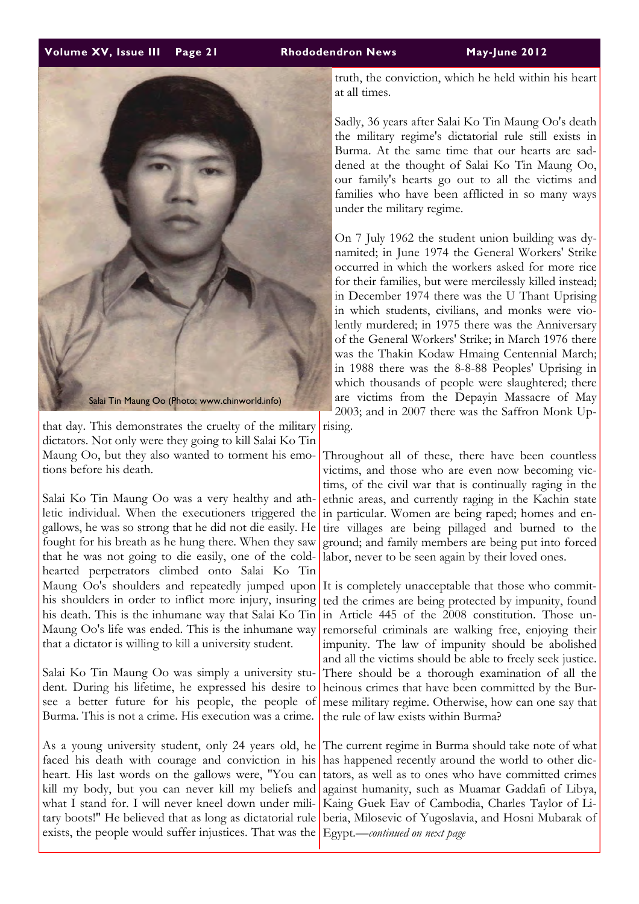Salai Tin Maung Oo (Photo: www.chinworld.info)

that day. This demonstrates the cruelty of the military dictators. Not only were they going to kill Salai Ko Tin Maung Oo, but they also wanted to torment his emotions before his death.

Salai Ko Tin Maung Oo was a very healthy and athletic individual. When the executioners triggered the gallows, he was so strong that he did not die easily. He fought for his breath as he hung there. When they saw that he was not going to die easily, one of the cold-hearted perpetrators climbed onto Salai Ko Tin Maung Oo's shoulders and repeatedly jumped upon his shoulders in order to inflict more injury, insuring his death. This is the inhumane way that Salai Ko Tin Maung Oo's life was ended. This is the inhumane way that a dictator is willing to kill a university student.

Salai Ko Tin Maung Oo was simply a university student. During his lifetime, he expressed his desire to see a better future for his people, the people of Burma. This is not a crime. His execution was a crime.

As a young university student, only 24 years old, he faced his death with courage and conviction in his heart. His last words on the gallows were, "You can kill my body, but you can never kill my beliefs and what I stand for. I will never kneel down under military boots!" He believed that as long as dictatorial rule exists, the people would suffer injustices. That was the truth, the conviction, which he held within his heart at all times.

Sadly, 36 years after Salai Ko Tin Maung Oo's death the military regime's dictatorial rule still exists in Burma. At the same time that our hearts are saddened at the thought of Salai Ko Tin Maung Oo, our family's hearts go out to all the victims and families who have been afflicted in so many ways under the military regime.

On 7 July 1962 the student union building was dynamited; in June 1974 the General Workers' Strike occurred in which the workers asked for more rice for their families, but were mercilessly killed instead; in December 1974 there was the U Thant Uprising in which students, civilians, and monks were violently murdered; in 1975 there was the Anniversary of the General Workers' Strike; in March 1976 there was the Thakin Kodaw Hmaing Centennial March; in 1988 there was the 8-8-88 Peoples' Uprising in which thousands of people were slaughtered; there are victims from the Depayin Massacre of May 2003; and in 2007 there was the Saffron Monk Uprising.

Throughout all of these, there have been countless victims, and those who are even now becoming victims, of the civil war that is continually raging in the ethnic areas, and currently raging in the Kachin state in particular. Women are being raped; homes and entire villages are being pillaged and burned to the ground; and family members are being put into forced labor, never to be seen again by their loved ones.

It is completely unacceptable that those who committed the crimes are being protected by impunity, found in Article 445 of the 2008 constitution. Those unremorseful criminals are walking free, enjoying their impunity. The law of impunity should be abolished and all the victims should be able to freely seek justice. There should be a thorough examination of all the heinous crimes that have been committed by the Burmese military regime. Otherwise, how can one say that the rule of law exists within Burma?

The current regime in Burma should take note of what has happened recently around the world to other dictators, as well as to ones who have committed crimes against humanity, such as Muamar Gaddafi of Libya, Kaing Guek Eav of Cambodia, Charles Taylor of Liberia, Milosevic of Yugoslavia, and Hosni Mubarak of Egypt.—*continued on next page*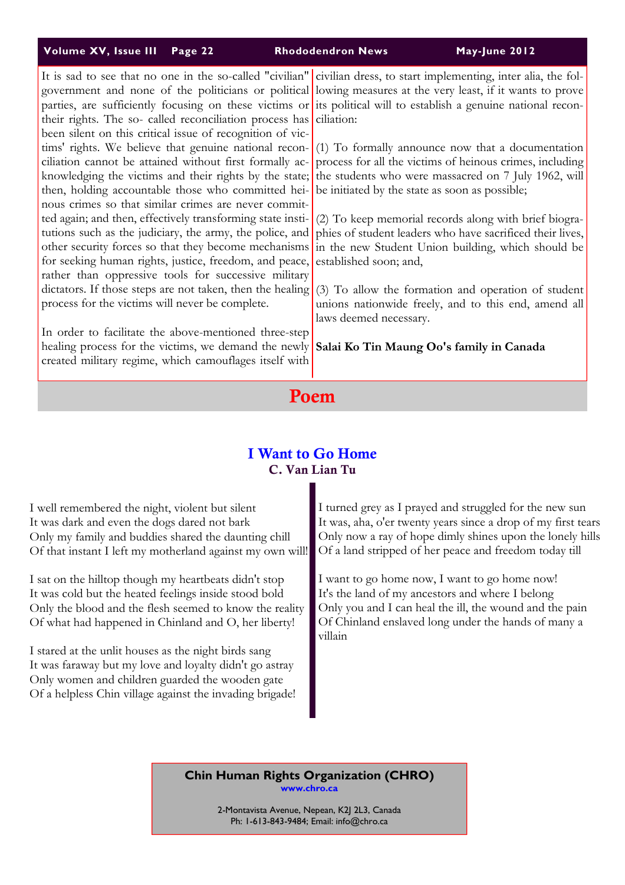It is sad to see that no one in the so-called "civilian" government and none of the politicians or political parties, are sufficiently focusing on these victims or their rights. The so- called reconciliation process has been silent on this critical issue of recognition of victims' rights. We believe that genuine national reconciliation cannot be attained without first formally acknowledging the victims and their rights by the state; then, holding accountable those who committed heinous crimes so that similar crimes are never committed again; and then, effectively transforming state institutions such as the judiciary, the army, the police, and other security forces so that they become mechanisms for seeking human rights, justice, freedom, and peace, rather than oppressive tools for successive military dictators. If those steps are not taken, then the healing process for the victims will never be complete.

In order to facilitate the above-mentioned three-step healing process for the victims, we demand the newly created military regime, which camouflages itself with civilian dress, to start implementing, inter alia, the following measures at the very least, if it wants to prove its political will to establish a genuine national reconciliation:

(1) To formally announce now that a documentation process for all the victims of heinous crimes, including the students who were massacred on 7 July 1962, will be initiated by the state as soon as possible;

(2) To keep memorial records along with brief biographies of student leaders who have sacrificed their lives, in the new Student Union building, which should be established soon; and,

(3) To allow the formation and operation of student unions nationwide freely, and to this end, amend all laws deemed necessary.

**Salai Ko Tin Maung Oo's family in Canada**

# Poem

## I Want to Go Home

**C. Van Lian Tu**

I well remembered the night, violent but silent
It was dark and even the dogs dared not bark
Only my family and buddies shared the daunting chill
Of that instant I left my motherland against my own will!

I sat on the hilltop though my heartbeats didn't stop
It was cold but the heated feelings inside stood bold
Only the blood and the flesh seemed to know the reality
Of what had happened in Chinland and O, her liberty!

I stared at the unlit houses as the night birds sang
It was faraway but my love and loyalty didn't go astray
Only women and children guarded the wooden gate
Of a helpless Chin village against the invading brigade!

I turned grey as I prayed and struggled for the new sun
It was, aha, o'er twenty years since a drop of my first tears
Only now a ray of hope dimly shines upon the lonely hills
Of a land stripped of her peace and freedom today till

I want to go home now, I want to go home now!
It's the land of my ancestors and where I belong
Only you and I can heal the ill, the wound and the pain
Of Chinland enslaved long under the hands of many a villain

**Chin Human Rights Organization (CHRO)**
www.chro.ca

2-Montavista Avenue, Nepean, K2J 2L3, Canada
Ph: 1-613-843-9484; Email: info@chro.ca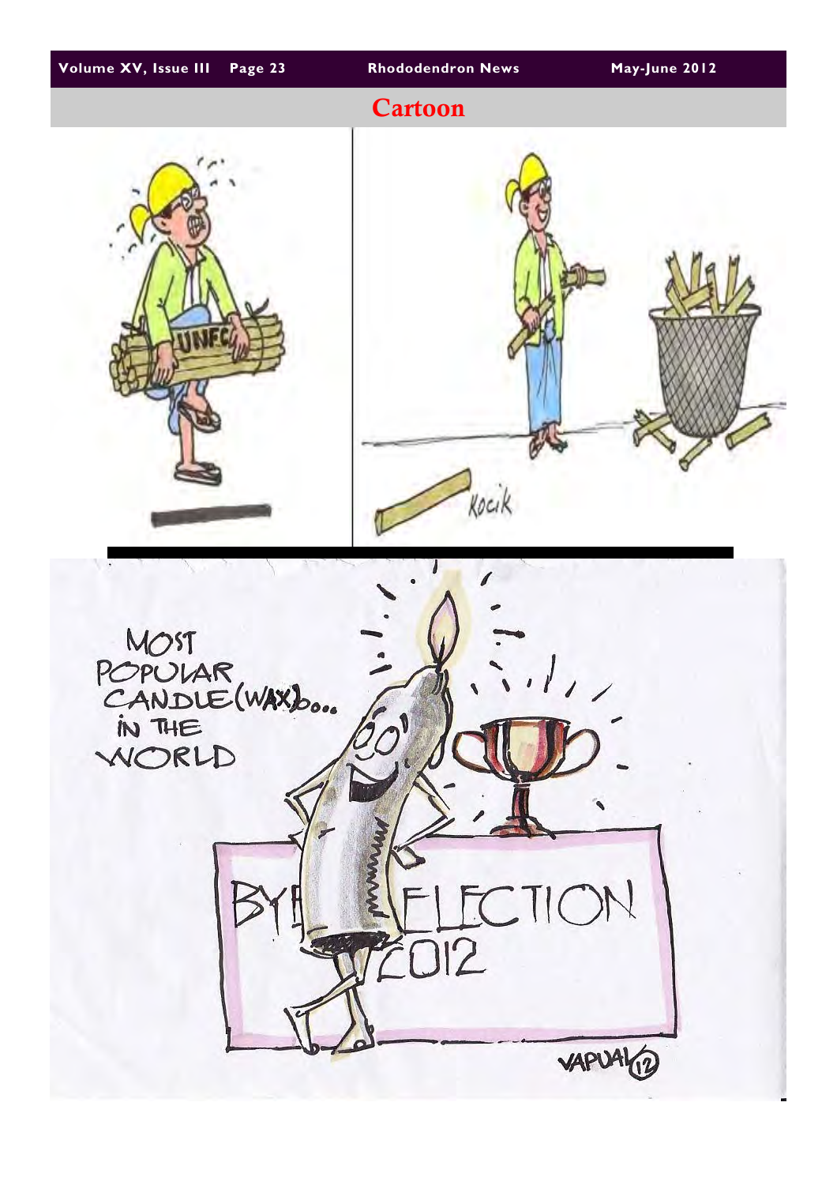# Cartoon

UNFC

Kocik

MOST POPULAR CANDLE(WAX)... IN THE WORLD

BYE ELECTION 2012

VAPUAL 12